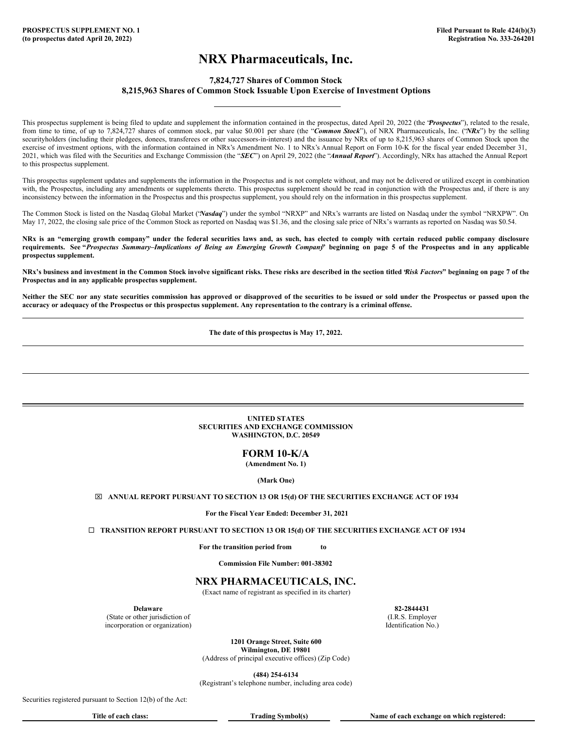**PROSPECTUS SUPPLEMENT NO. 1**
**(to prospectus dated April 20, 2022)**

**Filed Pursuant to Rule 424(b)(3)**
**Registration No. 333-264201**

# NRX Pharmaceuticals, Inc.

**7,824,727 Shares of Common Stock**
**8,215,963 Shares of Common Stock Issuable Upon Exercise of Investment Options**

---

This prospectus supplement is being filed to update and supplement the information contained in the prospectus, dated April 20, 2022 (the "***Prospectus***"), related to the resale, from time to time, of up to 7,824,727 shares of common stock, par value $0.001 per share (the "***Common Stock***"), of NRX Pharmaceuticals, Inc. ("***NRx***") by the selling securityholders (including their pledgees, donees, transferees or other successors-in-interest) and the issuance by NRx of up to 8,215,963 shares of Common Stock upon the exercise of investment options, with the information contained in NRx's Amendment No. 1 to NRx's Annual Report on Form 10-K for the fiscal year ended December 31, 2021, which was filed with the Securities and Exchange Commission (the "***SEC***") on April 29, 2022 (the "***Annual Report***"). Accordingly, NRx has attached the Annual Report to this prospectus supplement.

This prospectus supplement updates and supplements the information in the Prospectus and is not complete without, and may not be delivered or utilized except in combination with, the Prospectus, including any amendments or supplements thereto. This prospectus supplement should be read in conjunction with the Prospectus and, if there is any inconsistency between the information in the Prospectus and this prospectus supplement, you should rely on the information in this prospectus supplement.

The Common Stock is listed on the Nasdaq Global Market ("***Nasdaq***") under the symbol "NRXP" and NRx's warrants are listed on Nasdaq under the symbol "NRXPW". On May 17, 2022, the closing sale price of the Common Stock as reported on Nasdaq was $1.36, and the closing sale price of NRx's warrants as reported on Nasdaq was $0.54.

**NRx is an "emerging growth company" under the federal securities laws and, as such, has elected to comply with certain reduced public company disclosure requirements. See "*Prospectus Summary–Implications of Being an Emerging Growth Company*" beginning on page 5 of the Prospectus and in any applicable prospectus supplement.**

**NRx's business and investment in the Common Stock involve significant risks. These risks are described in the section titled "*Risk Factors*" beginning on page 7 of the Prospectus and in any applicable prospectus supplement.**

**Neither the SEC nor any state securities commission has approved or disapproved of the securities to be issued or sold under the Prospectus or passed upon the accuracy or adequacy of the Prospectus or this prospectus supplement. Any representation to the contrary is a criminal offense.**

---

**The date of this prospectus is May 17, 2022.**

---

**UNITED STATES**
**SECURITIES AND EXCHANGE COMMISSION**
**WASHINGTON, D.C. 20549**

## FORM 10-K/A

**(Amendment No. 1)**

**(Mark One)**

☒ **ANNUAL REPORT PURSUANT TO SECTION 13 OR 15(d) OF THE SECURITIES EXCHANGE ACT OF 1934**

**For the Fiscal Year Ended: December 31, 2021**

☐ **TRANSITION REPORT PURSUANT TO SECTION 13 OR 15(d) OF THE SECURITIES EXCHANGE ACT OF 1934**

**For the transition period from to**

**Commission File Number: 001-38302**

## NRX PHARMACEUTICALS, INC.

(Exact name of registrant as specified in its charter)

| **Delaware** | **82-2844431** |
|---|---|
| (State or other jurisdiction of incorporation or organization) | (I.R.S. Employer Identification No.) |

**1201 Orange Street, Suite 600**
**Wilmington, DE 19801**
(Address of principal executive offices) (Zip Code)

**(484) 254-6134**
(Registrant's telephone number, including area code)

Securities registered pursuant to Section 12(b) of the Act:

| Title of each class: | Trading Symbol(s) | Name of each exchange on which registered: |
|---|---|---|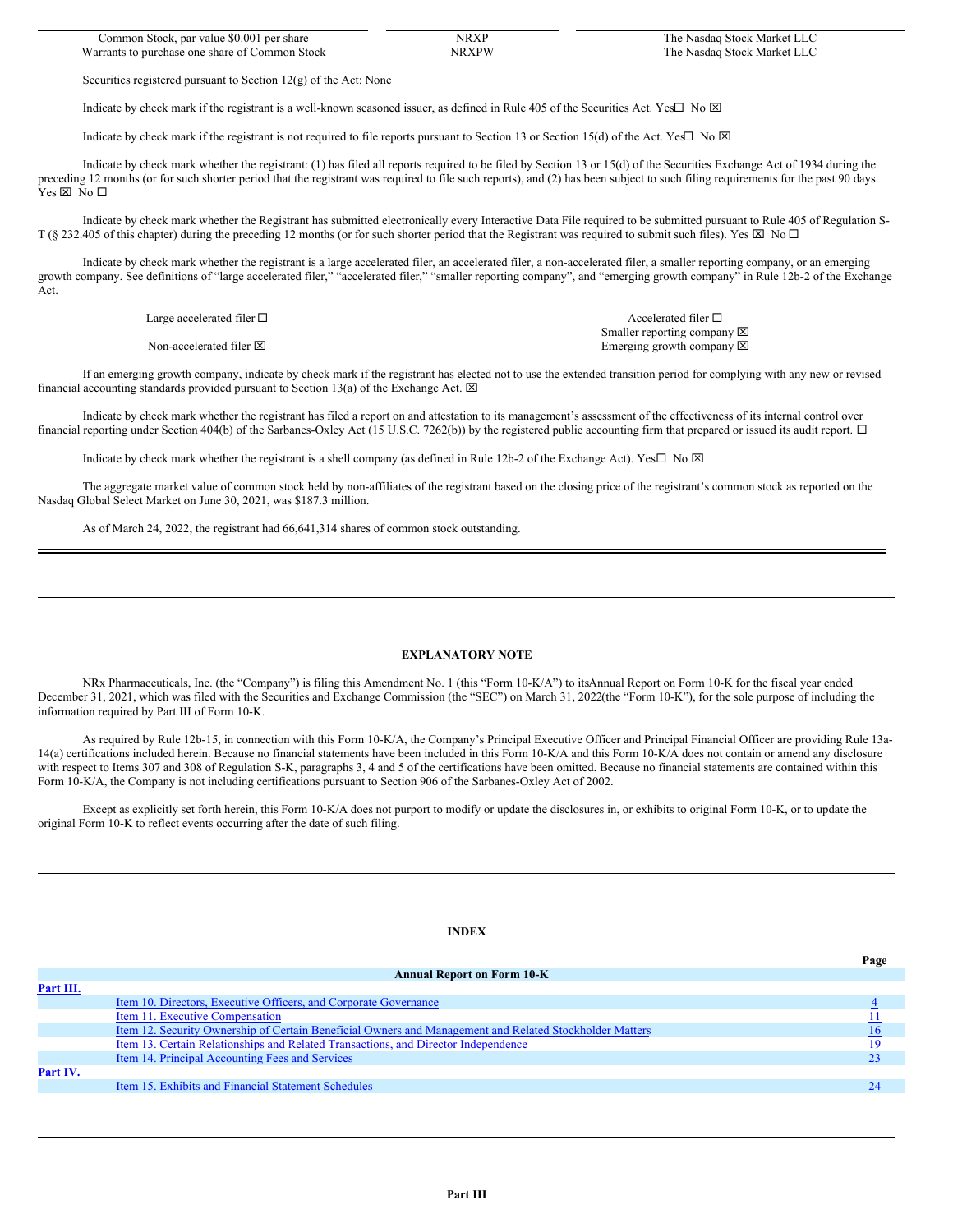| Common Stock, par value $0.001 per share | NRXP | The Nasdaq Stock Market LLC |
| --- | --- | --- |
| Warrants to purchase one share of Common Stock | NRXPW | The Nasdaq Stock Market LLC |

Securities registered pursuant to Section 12(g) of the Act: None

Indicate by check mark if the registrant is a well-known seasoned issuer, as defined in Rule 405 of the Securities Act. Yes☐ No ☒

Indicate by check mark if the registrant is not required to file reports pursuant to Section 13 or Section 15(d) of the Act. Yes☐ No ☒

Indicate by check mark whether the registrant: (1) has filed all reports required to be filed by Section 13 or 15(d) of the Securities Exchange Act of 1934 during the preceding 12 months (or for such shorter period that the registrant was required to file such reports), and (2) has been subject to such filing requirements for the past 90 days. Yes ☒ No ☐

Indicate by check mark whether the Registrant has submitted electronically every Interactive Data File required to be submitted pursuant to Rule 405 of Regulation S-T (§ 232.405 of this chapter) during the preceding 12 months (or for such shorter period that the Registrant was required to submit such files). Yes ☒ No ☐

Indicate by check mark whether the registrant is a large accelerated filer, an accelerated filer, a non-accelerated filer, a smaller reporting company, or an emerging growth company. See definitions of "large accelerated filer," "accelerated filer," "smaller reporting company", and "emerging growth company" in Rule 12b-2 of the Exchange Act.

| | |
| --- | --- |
| Large accelerated filer ☐ | Accelerated filer ☐ |
| | Smaller reporting company ☒ |
| Non-accelerated filer ☒ | Emerging growth company ☒ |

If an emerging growth company, indicate by check mark if the registrant has elected not to use the extended transition period for complying with any new or revised financial accounting standards provided pursuant to Section 13(a) of the Exchange Act. ☒

Indicate by check mark whether the registrant has filed a report on and attestation to its management's assessment of the effectiveness of its internal control over financial reporting under Section 404(b) of the Sarbanes-Oxley Act (15 U.S.C. 7262(b)) by the registered public accounting firm that prepared or issued its audit report. ☐

Indicate by check mark whether the registrant is a shell company (as defined in Rule 12b-2 of the Exchange Act). Yes☐ No ☒

The aggregate market value of common stock held by non-affiliates of the registrant based on the closing price of the registrant's common stock as reported on the Nasdaq Global Select Market on June 30, 2021, was $187.3 million.

As of March 24, 2022, the registrant had 66,641,314 shares of common stock outstanding.

## EXPLANATORY NOTE

NRx Pharmaceuticals, Inc. (the "Company") is filing this Amendment No. 1 (this "Form 10-K/A") to itsAnnual Report on Form 10-K for the fiscal year ended December 31, 2021, which was filed with the Securities and Exchange Commission (the "SEC") on March 31, 2022(the "Form 10-K"), for the sole purpose of including the information required by Part III of Form 10-K.

As required by Rule 12b-15, in connection with this Form 10-K/A, the Company's Principal Executive Officer and Principal Financial Officer are providing Rule 13a-14(a) certifications included herein. Because no financial statements have been included in this Form 10-K/A and this Form 10-K/A does not contain or amend any disclosure with respect to Items 307 and 308 of Regulation S-K, paragraphs 3, 4 and 5 of the certifications have been omitted. Because no financial statements are contained within this Form 10-K/A, the Company is not including certifications pursuant to Section 906 of the Sarbanes-Oxley Act of 2002.

Except as explicitly set forth herein, this Form 10-K/A does not purport to modify or update the disclosures in, or exhibits to original Form 10-K, or to update the original Form 10-K to reflect events occurring after the date of such filing.

## INDEX

| | | Page |
| --- | --- | --- |
| | **Annual Report on Form 10-K** | |
| **Part III.** | | |
| | Item 10. Directors, Executive Officers, and Corporate Governance | 4 |
| | Item 11. Executive Compensation | 11 |
| | Item 12. Security Ownership of Certain Beneficial Owners and Management and Related Stockholder Matters | 16 |
| | Item 13. Certain Relationships and Related Transactions, and Director Independence | 19 |
| | Item 14. Principal Accounting Fees and Services | 23 |
| **Part IV.** | | |
| | Item 15. Exhibits and Financial Statement Schedules | 24 |

## Part III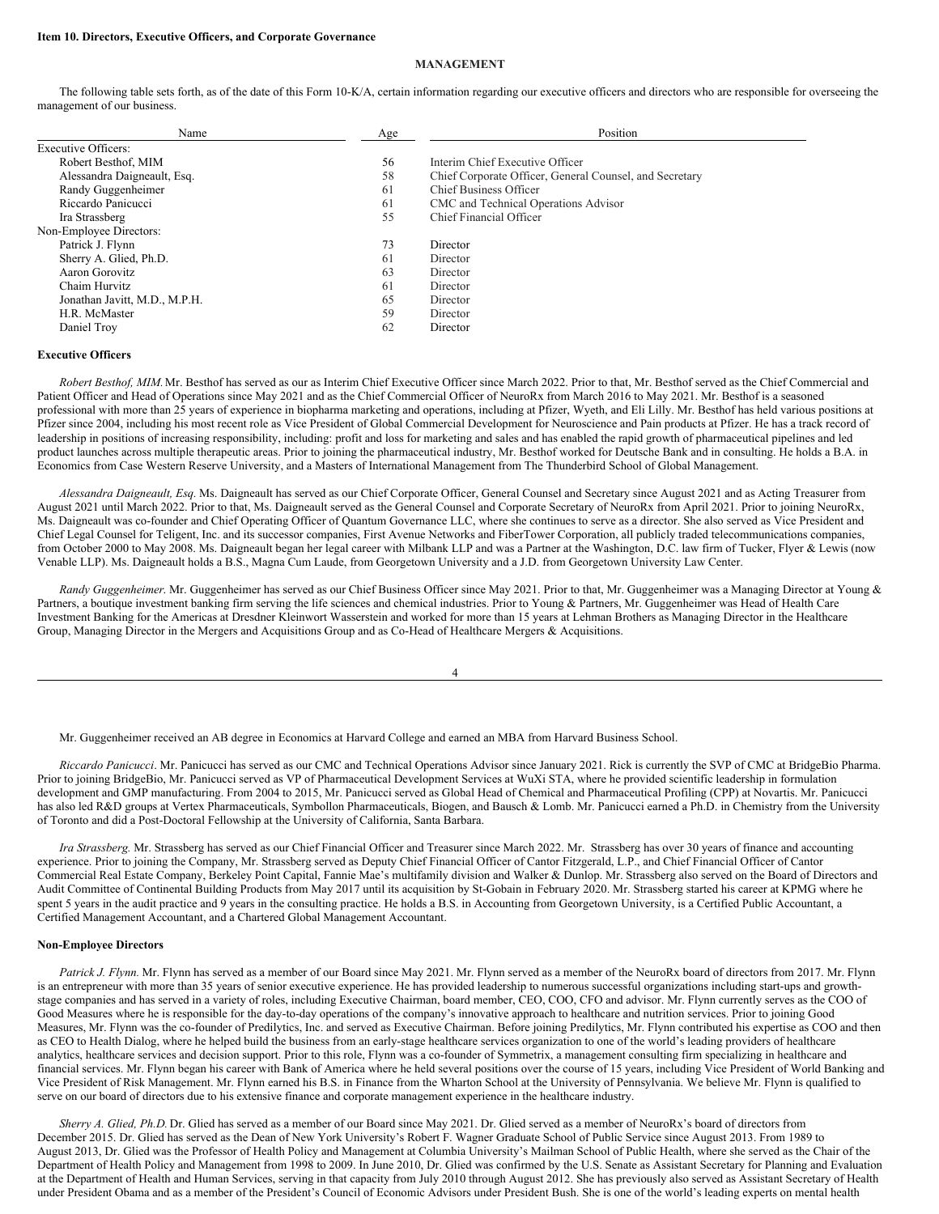**Item 10. Directors, Executive Officers, and Corporate Governance**

**MANAGEMENT**

The following table sets forth, as of the date of this Form 10-K/A, certain information regarding our executive officers and directors who are responsible for overseeing the management of our business.

| Name | Age | Position |
|---|---|---|
| Executive Officers: | | |
| Robert Besthof, MIM | 56 | Interim Chief Executive Officer |
| Alessandra Daigneault, Esq. | 58 | Chief Corporate Officer, General Counsel, and Secretary |
| Randy Guggenheimer | 61 | Chief Business Officer |
| Riccardo Panicucci | 61 | CMC and Technical Operations Advisor |
| Ira Strassberg | 55 | Chief Financial Officer |
| Non-Employee Directors: | | |
| Patrick J. Flynn | 73 | Director |
| Sherry A. Glied, Ph.D. | 61 | Director |
| Aaron Gorovitz | 63 | Director |
| Chaim Hurvitz | 61 | Director |
| Jonathan Javitt, M.D., M.P.H. | 65 | Director |
| H.R. McMaster | 59 | Director |
| Daniel Troy | 62 | Director |

**Executive Officers**

*Robert Besthof, MIM.* Mr. Besthof has served as our as Interim Chief Executive Officer since March 2022. Prior to that, Mr. Besthof served as the Chief Commercial and Patient Officer and Head of Operations since May 2021 and as the Chief Commercial Officer of NeuroRx from March 2016 to May 2021. Mr. Besthof is a seasoned professional with more than 25 years of experience in biopharma marketing and operations, including at Pfizer, Wyeth, and Eli Lilly. Mr. Besthof has held various positions at Pfizer since 2004, including his most recent role as Vice President of Global Commercial Development for Neuroscience and Pain products at Pfizer. He has a track record of leadership in positions of increasing responsibility, including: profit and loss for marketing and sales and has enabled the rapid growth of pharmaceutical pipelines and led product launches across multiple therapeutic areas. Prior to joining the pharmaceutical industry, Mr. Besthof worked for Deutsche Bank and in consulting. He holds a B.A. in Economics from Case Western Reserve University, and a Masters of International Management from The Thunderbird School of Global Management.

*Alessandra Daigneault, Esq.* Ms. Daigneault has served as our Chief Corporate Officer, General Counsel and Secretary since August 2021 and as Acting Treasurer from August 2021 until March 2022. Prior to that, Ms. Daigneault served as the General Counsel and Corporate Secretary of NeuroRx from April 2021. Prior to joining NeuroRx, Ms. Daigneault was co-founder and Chief Operating Officer of Quantum Governance LLC, where she continues to serve as a director. She also served as Vice President and Chief Legal Counsel for Teligent, Inc. and its successor companies, First Avenue Networks and FiberTower Corporation, all publicly traded telecommunications companies, from October 2000 to May 2008. Ms. Daigneault began her legal career with Milbank LLP and was a Partner at the Washington, D.C. law firm of Tucker, Flyer & Lewis (now Venable LLP). Ms. Daigneault holds a B.S., Magna Cum Laude, from Georgetown University and a J.D. from Georgetown University Law Center.

*Randy Guggenheimer.* Mr. Guggenheimer has served as our Chief Business Officer since May 2021. Prior to that, Mr. Guggenheimer was a Managing Director at Young & Partners, a boutique investment banking firm serving the life sciences and chemical industries. Prior to Young & Partners, Mr. Guggenheimer was Head of Health Care Investment Banking for the Americas at Dresdner Kleinwort Wasserstein and worked for more than 15 years at Lehman Brothers as Managing Director in the Healthcare Group, Managing Director in the Mergers and Acquisitions Group and as Co-Head of Healthcare Mergers & Acquisitions.

Mr. Guggenheimer received an AB degree in Economics at Harvard College and earned an MBA from Harvard Business School.

*Riccardo Panicucci*. Mr. Panicucci has served as our CMC and Technical Operations Advisor since January 2021. Rick is currently the SVP of CMC at BridgeBio Pharma. Prior to joining BridgeBio, Mr. Panicucci served as VP of Pharmaceutical Development Services at WuXi STA, where he provided scientific leadership in formulation development and GMP manufacturing. From 2004 to 2015, Mr. Panicucci served as Global Head of Chemical and Pharmaceutical Profiling (CPP) at Novartis. Mr. Panicucci has also led R&D groups at Vertex Pharmaceuticals, Symbollon Pharmaceuticals, Biogen, and Bausch & Lomb. Mr. Panicucci earned a Ph.D. in Chemistry from the University of Toronto and did a Post-Doctoral Fellowship at the University of California, Santa Barbara.

*Ira Strassberg.* Mr. Strassberg has served as our Chief Financial Officer and Treasurer since March 2022. Mr. Strassberg has over 30 years of finance and accounting experience. Prior to joining the Company, Mr. Strassberg served as Deputy Chief Financial Officer of Cantor Fitzgerald, L.P., and Chief Financial Officer of Cantor Commercial Real Estate Company, Berkeley Point Capital, Fannie Mae's multifamily division and Walker & Dunlop. Mr. Strassberg also served on the Board of Directors and Audit Committee of Continental Building Products from May 2017 until its acquisition by St-Gobain in February 2020. Mr. Strassberg started his career at KPMG where he spent 5 years in the audit practice and 9 years in the consulting practice. He holds a B.S. in Accounting from Georgetown University, is a Certified Public Accountant, a Certified Management Accountant, and a Chartered Global Management Accountant.

**Non-Employee Directors**

*Patrick J. Flynn.* Mr. Flynn has served as a member of our Board since May 2021. Mr. Flynn served as a member of the NeuroRx board of directors from 2017. Mr. Flynn is an entrepreneur with more than 35 years of senior executive experience. He has provided leadership to numerous successful organizations including start-ups and growth-stage companies and has served in a variety of roles, including Executive Chairman, board member, CEO, COO, CFO and advisor. Mr. Flynn currently serves as the COO of Good Measures where he is responsible for the day-to-day operations of the company's innovative approach to healthcare and nutrition services. Prior to joining Good Measures, Mr. Flynn was the co-founder of Predilytics, Inc. and served as Executive Chairman. Before joining Predilytics, Mr. Flynn contributed his expertise as COO and then as CEO to Health Dialog, where he helped build the business from an early-stage healthcare services organization to one of the world's leading providers of healthcare analytics, healthcare services and decision support. Prior to this role, Flynn was a co-founder of Symmetrix, a management consulting firm specializing in healthcare and financial services. Mr. Flynn began his career with Bank of America where he held several positions over the course of 15 years, including Vice President of World Banking and Vice President of Risk Management. Mr. Flynn earned his B.S. in Finance from the Wharton School at the University of Pennsylvania. We believe Mr. Flynn is qualified to serve on our board of directors due to his extensive finance and corporate management experience in the healthcare industry.

*Sherry A. Glied, Ph.D.* Dr. Glied has served as a member of our Board since May 2021. Dr. Glied served as a member of NeuroRx's board of directors from December 2015. Dr. Glied has served as the Dean of New York University's Robert F. Wagner Graduate School of Public Service since August 2013. From 1989 to August 2013, Dr. Glied was the Professor of Health Policy and Management at Columbia University's Mailman School of Public Health, where she served as the Chair of the Department of Health Policy and Management from 1998 to 2009. In June 2010, Dr. Glied was confirmed by the U.S. Senate as Assistant Secretary for Planning and Evaluation at the Department of Health and Human Services, serving in that capacity from July 2010 through August 2012. She has previously also served as Assistant Secretary of Health under President Obama and as a member of the President's Council of Economic Advisors under President Bush. She is one of the world's leading experts on mental health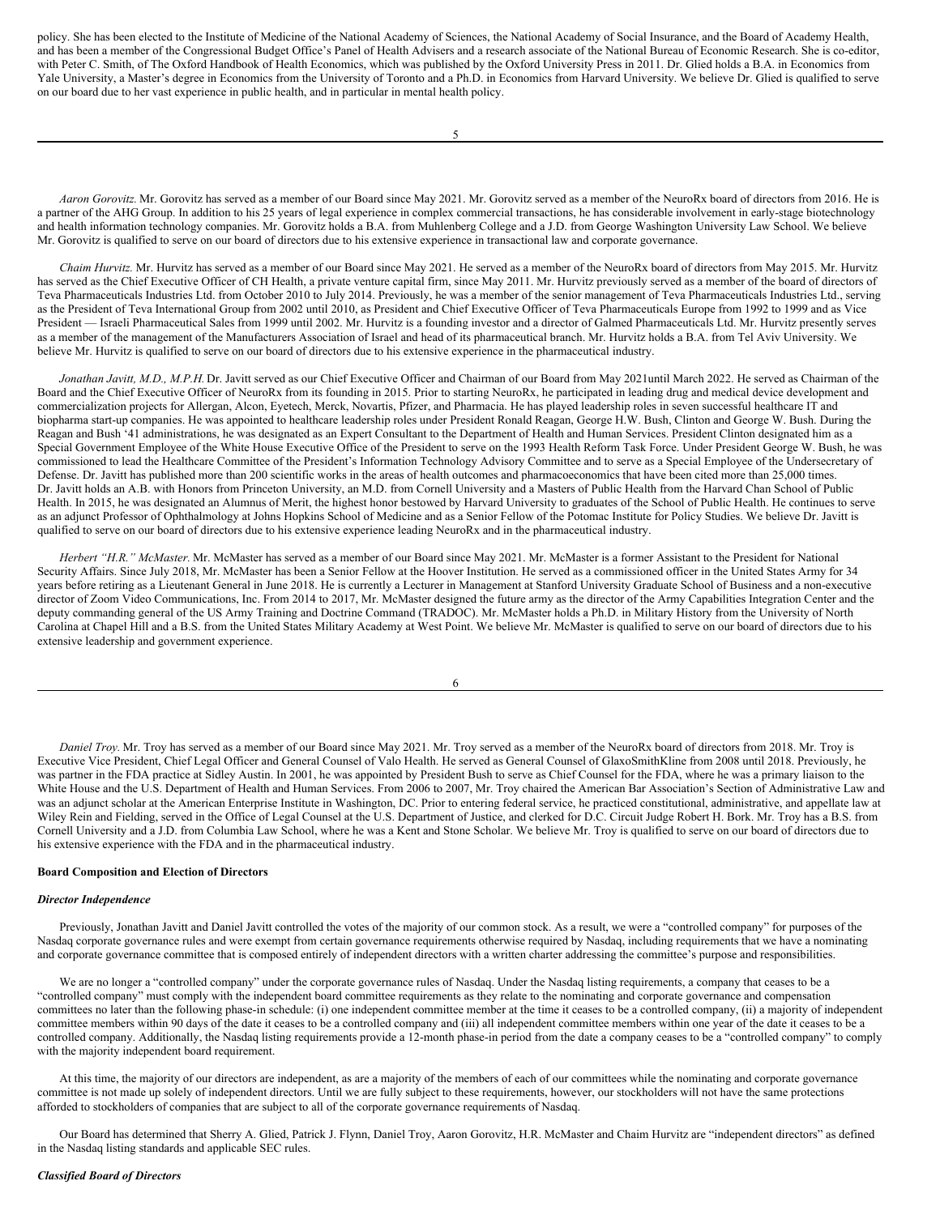policy. She has been elected to the Institute of Medicine of the National Academy of Sciences, the National Academy of Social Insurance, and the Board of Academy Health, and has been a member of the Congressional Budget Office's Panel of Health Advisers and a research associate of the National Bureau of Economic Research. She is co-editor, with Peter C. Smith, of The Oxford Handbook of Health Economics, which was published by the Oxford University Press in 2011. Dr. Glied holds a B.A. in Economics from Yale University, a Master's degree in Economics from the University of Toronto and a Ph.D. in Economics from Harvard University. We believe Dr. Glied is qualified to serve on our board due to her vast experience in public health, and in particular in mental health policy.

*Aaron Gorovitz.* Mr. Gorovitz has served as a member of our Board since May 2021. Mr. Gorovitz served as a member of the NeuroRx board of directors from 2016. He is a partner of the AHG Group. In addition to his 25 years of legal experience in complex commercial transactions, he has considerable involvement in early-stage biotechnology and health information technology companies. Mr. Gorovitz holds a B.A. from Muhlenberg College and a J.D. from George Washington University Law School. We believe Mr. Gorovitz is qualified to serve on our board of directors due to his extensive experience in transactional law and corporate governance.

*Chaim Hurvitz.* Mr. Hurvitz has served as a member of our Board since May 2021. He served as a member of the NeuroRx board of directors from May 2015. Mr. Hurvitz has served as the Chief Executive Officer of CH Health, a private venture capital firm, since May 2011. Mr. Hurvitz previously served as a member of the board of directors of Teva Pharmaceuticals Industries Ltd. from October 2010 to July 2014. Previously, he was a member of the senior management of Teva Pharmaceuticals Industries Ltd., serving as the President of Teva International Group from 2002 until 2010, as President and Chief Executive Officer of Teva Pharmaceuticals Europe from 1992 to 1999 and as Vice President — Israeli Pharmaceutical Sales from 1999 until 2002. Mr. Hurvitz is a founding investor and a director of Galmed Pharmaceuticals Ltd. Mr. Hurvitz presently serves as a member of the management of the Manufacturers Association of Israel and head of its pharmaceutical branch. Mr. Hurvitz holds a B.A. from Tel Aviv University. We believe Mr. Hurvitz is qualified to serve on our board of directors due to his extensive experience in the pharmaceutical industry.

*Jonathan Javitt, M.D., M.P.H.* Dr. Javitt served as our Chief Executive Officer and Chairman of our Board from May 2021until March 2022. He served as Chairman of the Board and the Chief Executive Officer of NeuroRx from its founding in 2015. Prior to starting NeuroRx, he participated in leading drug and medical device development and commercialization projects for Allergan, Alcon, Eyetech, Merck, Novartis, Pfizer, and Pharmacia. He has played leadership roles in seven successful healthcare IT and biopharma start-up companies. He was appointed to healthcare leadership roles under President Ronald Reagan, George H.W. Bush, Clinton and George W. Bush. During the Reagan and Bush '41 administrations, he was designated as an Expert Consultant to the Department of Health and Human Services. President Clinton designated him as a Special Government Employee of the White House Executive Office of the President to serve on the 1993 Health Reform Task Force. Under President George W. Bush, he was commissioned to lead the Healthcare Committee of the President's Information Technology Advisory Committee and to serve as a Special Employee of the Undersecretary of Defense. Dr. Javitt has published more than 200 scientific works in the areas of health outcomes and pharmacoeconomics that have been cited more than 25,000 times. Dr. Javitt holds an A.B. with Honors from Princeton University, an M.D. from Cornell University and a Masters of Public Health from the Harvard Chan School of Public Health. In 2015, he was designated an Alumnus of Merit, the highest honor bestowed by Harvard University to graduates of the School of Public Health. He continues to serve as an adjunct Professor of Ophthalmology at Johns Hopkins School of Medicine and as a Senior Fellow of the Potomac Institute for Policy Studies. We believe Dr. Javitt is qualified to serve on our board of directors due to his extensive experience leading NeuroRx and in the pharmaceutical industry.

*Herbert "H.R." McMaster.* Mr. McMaster has served as a member of our Board since May 2021. Mr. McMaster is a former Assistant to the President for National Security Affairs. Since July 2018, Mr. McMaster has been a Senior Fellow at the Hoover Institution. He served as a commissioned officer in the United States Army for 34 years before retiring as a Lieutenant General in June 2018. He is currently a Lecturer in Management at Stanford University Graduate School of Business and a non-executive director of Zoom Video Communications, Inc. From 2014 to 2017, Mr. McMaster designed the future army as the director of the Army Capabilities Integration Center and the deputy commanding general of the US Army Training and Doctrine Command (TRADOC). Mr. McMaster holds a Ph.D. in Military History from the University of North Carolina at Chapel Hill and a B.S. from the United States Military Academy at West Point. We believe Mr. McMaster is qualified to serve on our board of directors due to his extensive leadership and government experience.

*Daniel Troy.* Mr. Troy has served as a member of our Board since May 2021. Mr. Troy served as a member of the NeuroRx board of directors from 2018. Mr. Troy is Executive Vice President, Chief Legal Officer and General Counsel of Valo Health. He served as General Counsel of GlaxoSmithKline from 2008 until 2018. Previously, he was partner in the FDA practice at Sidley Austin. In 2001, he was appointed by President Bush to serve as Chief Counsel for the FDA, where he was a primary liaison to the White House and the U.S. Department of Health and Human Services. From 2006 to 2007, Mr. Troy chaired the American Bar Association's Section of Administrative Law and was an adjunct scholar at the American Enterprise Institute in Washington, DC. Prior to entering federal service, he practiced constitutional, administrative, and appellate law at Wiley Rein and Fielding, served in the Office of Legal Counsel at the U.S. Department of Justice, and clerked for D.C. Circuit Judge Robert H. Bork. Mr. Troy has a B.S. from Cornell University and a J.D. from Columbia Law School, where he was a Kent and Stone Scholar. We believe Mr. Troy is qualified to serve on our board of directors due to his extensive experience with the FDA and in the pharmaceutical industry.

**Board Composition and Election of Directors**

***Director Independence***

Previously, Jonathan Javitt and Daniel Javitt controlled the votes of the majority of our common stock. As a result, we were a "controlled company" for purposes of the Nasdaq corporate governance rules and were exempt from certain governance requirements otherwise required by Nasdaq, including requirements that we have a nominating and corporate governance committee that is composed entirely of independent directors with a written charter addressing the committee's purpose and responsibilities.

We are no longer a "controlled company" under the corporate governance rules of Nasdaq. Under the Nasdaq listing requirements, a company that ceases to be a "controlled company" must comply with the independent board committee requirements as they relate to the nominating and corporate governance and compensation committees no later than the following phase-in schedule: (i) one independent committee member at the time it ceases to be a controlled company, (ii) a majority of independent committee members within 90 days of the date it ceases to be a controlled company and (iii) all independent committee members within one year of the date it ceases to be a controlled company. Additionally, the Nasdaq listing requirements provide a 12-month phase-in period from the date a company ceases to be a "controlled company" to comply with the majority independent board requirement.

At this time, the majority of our directors are independent, as are a majority of the members of each of our committees while the nominating and corporate governance committee is not made up solely of independent directors. Until we are fully subject to these requirements, however, our stockholders will not have the same protections afforded to stockholders of companies that are subject to all of the corporate governance requirements of Nasdaq.

Our Board has determined that Sherry A. Glied, Patrick J. Flynn, Daniel Troy, Aaron Gorovitz, H.R. McMaster and Chaim Hurvitz are "independent directors" as defined in the Nasdaq listing standards and applicable SEC rules.

***Classified Board of Directors***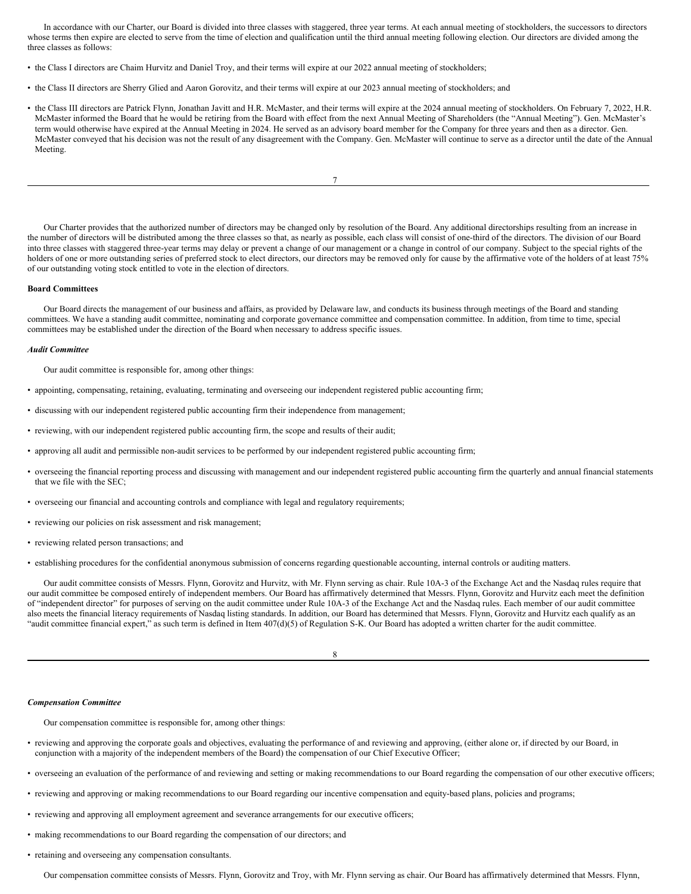In accordance with our Charter, our Board is divided into three classes with staggered, three year terms. At each annual meeting of stockholders, the successors to directors whose terms then expire are elected to serve from the time of election and qualification until the third annual meeting following election. Our directors are divided among the three classes as follows:

- the Class I directors are Chaim Hurvitz and Daniel Troy, and their terms will expire at our 2022 annual meeting of stockholders;
- the Class II directors are Sherry Glied and Aaron Gorovitz, and their terms will expire at our 2023 annual meeting of stockholders; and
- the Class III directors are Patrick Flynn, Jonathan Javitt and H.R. McMaster, and their terms will expire at the 2024 annual meeting of stockholders. On February 7, 2022, H.R. McMaster informed the Board that he would be retiring from the Board with effect from the next Annual Meeting of Shareholders (the "Annual Meeting"). Gen. McMaster's term would otherwise have expired at the Annual Meeting in 2024. He served as an advisory board member for the Company for three years and then as a director. Gen. McMaster conveyed that his decision was not the result of any disagreement with the Company. Gen. McMaster will continue to serve as a director until the date of the Annual Meeting.

Our Charter provides that the authorized number of directors may be changed only by resolution of the Board. Any additional directorships resulting from an increase in the number of directors will be distributed among the three classes so that, as nearly as possible, each class will consist of one-third of the directors. The division of our Board into three classes with staggered three-year terms may delay or prevent a change of our management or a change in control of our company. Subject to the special rights of the holders of one or more outstanding series of preferred stock to elect directors, our directors may be removed only for cause by the affirmative vote of the holders of at least 75% of our outstanding voting stock entitled to vote in the election of directors.

**Board Committees**

Our Board directs the management of our business and affairs, as provided by Delaware law, and conducts its business through meetings of the Board and standing committees. We have a standing audit committee, nominating and corporate governance committee and compensation committee. In addition, from time to time, special committees may be established under the direction of the Board when necessary to address specific issues.

***Audit Committee***

Our audit committee is responsible for, among other things:

- appointing, compensating, retaining, evaluating, terminating and overseeing our independent registered public accounting firm;
- discussing with our independent registered public accounting firm their independence from management;
- reviewing, with our independent registered public accounting firm, the scope and results of their audit;
- approving all audit and permissible non-audit services to be performed by our independent registered public accounting firm;
- overseeing the financial reporting process and discussing with management and our independent registered public accounting firm the quarterly and annual financial statements that we file with the SEC;
- overseeing our financial and accounting controls and compliance with legal and regulatory requirements;
- reviewing our policies on risk assessment and risk management;
- reviewing related person transactions; and
- establishing procedures for the confidential anonymous submission of concerns regarding questionable accounting, internal controls or auditing matters.

Our audit committee consists of Messrs. Flynn, Gorovitz and Hurvitz, with Mr. Flynn serving as chair. Rule 10A-3 of the Exchange Act and the Nasdaq rules require that our audit committee be composed entirely of independent members. Our Board has affirmatively determined that Messrs. Flynn, Gorovitz and Hurvitz each meet the definition of "independent director" for purposes of serving on the audit committee under Rule 10A-3 of the Exchange Act and the Nasdaq rules. Each member of our audit committee also meets the financial literacy requirements of Nasdaq listing standards. In addition, our Board has determined that Messrs. Flynn, Gorovitz and Hurvitz each qualify as an "audit committee financial expert," as such term is defined in Item 407(d)(5) of Regulation S-K. Our Board has adopted a written charter for the audit committee.

***Compensation Committee***

Our compensation committee is responsible for, among other things:

- reviewing and approving the corporate goals and objectives, evaluating the performance of and reviewing and approving, (either alone or, if directed by our Board, in conjunction with a majority of the independent members of the Board) the compensation of our Chief Executive Officer;
- overseeing an evaluation of the performance of and reviewing and setting or making recommendations to our Board regarding the compensation of our other executive officers;
- reviewing and approving or making recommendations to our Board regarding our incentive compensation and equity-based plans, policies and programs;
- reviewing and approving all employment agreement and severance arrangements for our executive officers;
- making recommendations to our Board regarding the compensation of our directors; and
- retaining and overseeing any compensation consultants.

Our compensation committee consists of Messrs. Flynn, Gorovitz and Troy, with Mr. Flynn serving as chair. Our Board has affirmatively determined that Messrs. Flynn,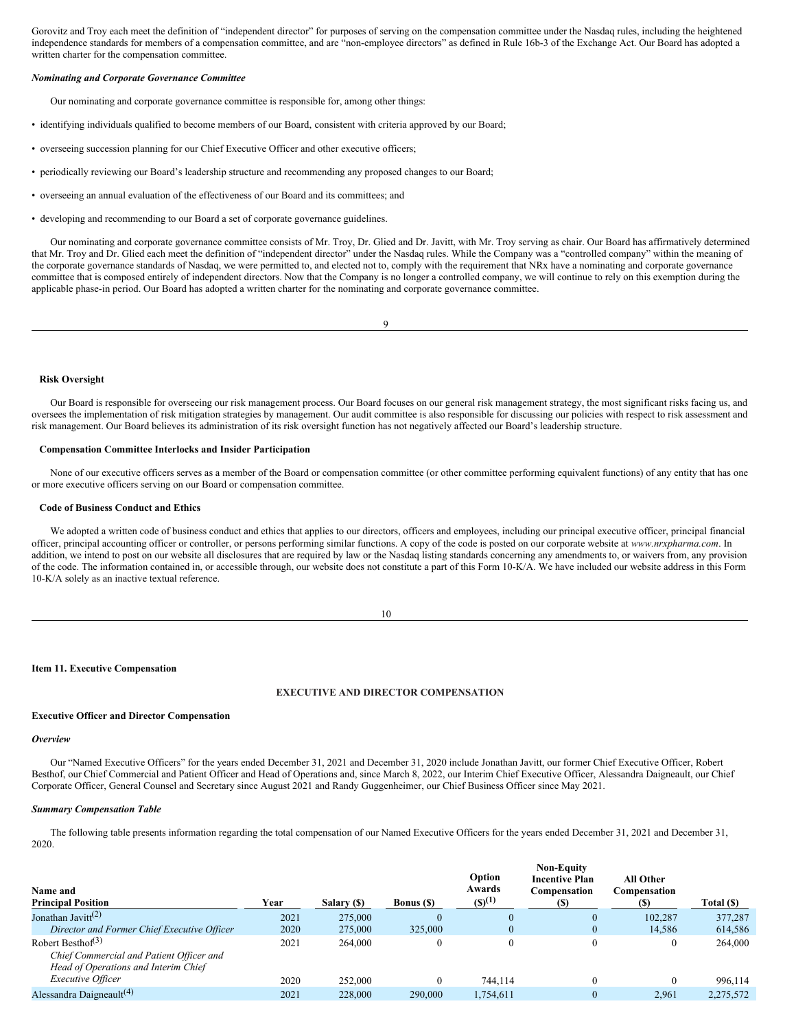Gorovitz and Troy each meet the definition of "independent director" for purposes of serving on the compensation committee under the Nasdaq rules, including the heightened independence standards for members of a compensation committee, and are "non-employee directors" as defined in Rule 16b-3 of the Exchange Act. Our Board has adopted a written charter for the compensation committee.

***Nominating and Corporate Governance Committee***

Our nominating and corporate governance committee is responsible for, among other things:

- identifying individuals qualified to become members of our Board, consistent with criteria approved by our Board;
- overseeing succession planning for our Chief Executive Officer and other executive officers;
- periodically reviewing our Board's leadership structure and recommending any proposed changes to our Board;
- overseeing an annual evaluation of the effectiveness of our Board and its committees; and
- developing and recommending to our Board a set of corporate governance guidelines.

Our nominating and corporate governance committee consists of Mr. Troy, Dr. Glied and Dr. Javitt, with Mr. Troy serving as chair. Our Board has affirmatively determined that Mr. Troy and Dr. Glied each meet the definition of "independent director" under the Nasdaq rules. While the Company was a "controlled company" within the meaning of the corporate governance standards of Nasdaq, we were permitted to, and elected not to, comply with the requirement that NRx have a nominating and corporate governance committee that is composed entirely of independent directors. Now that the Company is no longer a controlled company, we will continue to rely on this exemption during the applicable phase-in period. Our Board has adopted a written charter for the nominating and corporate governance committee.

**Risk Oversight**

Our Board is responsible for overseeing our risk management process. Our Board focuses on our general risk management strategy, the most significant risks facing us, and oversees the implementation of risk mitigation strategies by management. Our audit committee is also responsible for discussing our policies with respect to risk assessment and risk management. Our Board believes its administration of its risk oversight function has not negatively affected our Board's leadership structure.

**Compensation Committee Interlocks and Insider Participation**

None of our executive officers serves as a member of the Board or compensation committee (or other committee performing equivalent functions) of any entity that has one or more executive officers serving on our Board or compensation committee.

**Code of Business Conduct and Ethics**

We adopted a written code of business conduct and ethics that applies to our directors, officers and employees, including our principal executive officer, principal financial officer, principal accounting officer or controller, or persons performing similar functions. A copy of the code is posted on our corporate website at *www.nrxpharma.com*. In addition, we intend to post on our website all disclosures that are required by law or the Nasdaq listing standards concerning any amendments to, or waivers from, any provision of the code. The information contained in, or accessible through, our website does not constitute a part of this Form 10-K/A. We have included our website address in this Form 10-K/A solely as an inactive textual reference.

## Item 11. Executive Compensation

### EXECUTIVE AND DIRECTOR COMPENSATION

**Executive Officer and Director Compensation**

***Overview***

Our "Named Executive Officers" for the years ended December 31, 2021 and December 31, 2020 include Jonathan Javitt, our former Chief Executive Officer, Robert Besthof, our Chief Commercial and Patient Officer and Head of Operations and, since March 8, 2022, our Interim Chief Executive Officer, Alessandra Daigneault, our Chief Corporate Officer, General Counsel and Secretary since August 2021 and Randy Guggenheimer, our Chief Business Officer since May 2021.

***Summary Compensation Table***

The following table presents information regarding the total compensation of our Named Executive Officers for the years ended December 31, 2021 and December 31, 2020.

| Name and Principal Position | Year | Salary ($) | Bonus ($) | Option Awards ($)(1) | Non-Equity Incentive Plan Compensation ($) | All Other Compensation ($) | Total ($) |
|---|---|---|---|---|---|---|---|
| Jonathan Javitt(2) | 2021 | 275,000 | 0 | 0 | 0 | 102,287 | 377,287 |
| *Director and Former Chief Executive Officer* | 2020 | 275,000 | 325,000 | 0 | 0 | 14,586 | 614,586 |
| Robert Besthof(3) | 2021 | 264,000 | 0 | 0 | 0 | 0 | 264,000 |
| *Chief Commercial and Patient Officer and Head of Operations and Interim Chief Executive Officer* | 2020 | 252,000 | 0 | 744,114 | 0 | 0 | 996,114 |
| Alessandra Daigneault(4) | 2021 | 228,000 | 290,000 | 1,754,611 | 0 | 2,961 | 2,275,572 |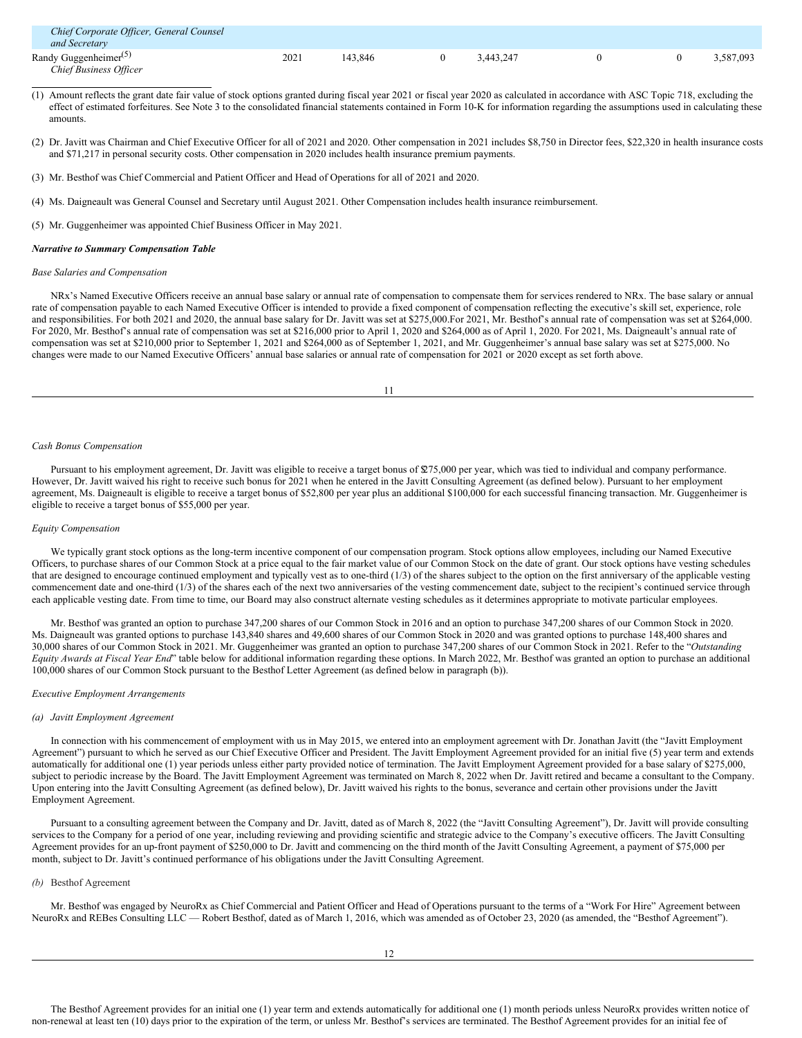| | | | | | | | |
|---|---|---|---|---|---|---|---|
| *Chief Corporate Officer, General Counsel and Secretary* | | | | | | | |
| Randy Guggenheimer[(5)] *Chief Business Officer* | 2021 | 143,846 | 0 | 3,443,247 | 0 | 0 | 3,587,093 |

(1) Amount reflects the grant date fair value of stock options granted during fiscal year 2021 or fiscal year 2020 as calculated in accordance with ASC Topic 718, excluding the effect of estimated forfeitures. See Note 3 to the consolidated financial statements contained in Form 10-K for information regarding the assumptions used in calculating these amounts.

(2) Dr. Javitt was Chairman and Chief Executive Officer for all of 2021 and 2020. Other compensation in 2021 includes $8,750 in Director fees, $22,320 in health insurance costs and $71,217 in personal security costs. Other compensation in 2020 includes health insurance premium payments.

(3) Mr. Besthof was Chief Commercial and Patient Officer and Head of Operations for all of 2021 and 2020.

(4) Ms. Daigneault was General Counsel and Secretary until August 2021. Other Compensation includes health insurance reimbursement.

(5) Mr. Guggenheimer was appointed Chief Business Officer in May 2021.

***Narrative to Summary Compensation Table***

*Base Salaries and Compensation*

NRx's Named Executive Officers receive an annual base salary or annual rate of compensation to compensate them for services rendered to NRx. The base salary or annual rate of compensation payable to each Named Executive Officer is intended to provide a fixed component of compensation reflecting the executive's skill set, experience, role and responsibilities. For both 2021 and 2020, the annual base salary for Dr. Javitt was set at $275,000.For 2021, Mr. Besthof's annual rate of compensation was set at $264,000. For 2020, Mr. Besthof's annual rate of compensation was set at $216,000 prior to April 1, 2020 and $264,000 as of April 1, 2020. For 2021, Ms. Daigneault's annual rate of compensation was set at $210,000 prior to September 1, 2021 and $264,000 as of September 1, 2021, and Mr. Guggenheimer's annual base salary was set at $275,000. No changes were made to our Named Executive Officers' annual base salaries or annual rate of compensation for 2021 or 2020 except as set forth above.

*Cash Bonus Compensation*

Pursuant to his employment agreement, Dr. Javitt was eligible to receive a target bonus of $275,000 per year, which was tied to individual and company performance. However, Dr. Javitt waived his right to receive such bonus for 2021 when he entered in the Javitt Consulting Agreement (as defined below). Pursuant to her employment agreement, Ms. Daigneault is eligible to receive a target bonus of $52,800 per year plus an additional $100,000 for each successful financing transaction. Mr. Guggenheimer is eligible to receive a target bonus of $55,000 per year.

*Equity Compensation*

We typically grant stock options as the long-term incentive component of our compensation program. Stock options allow employees, including our Named Executive Officers, to purchase shares of our Common Stock at a price equal to the fair market value of our Common Stock on the date of grant. Our stock options have vesting schedules that are designed to encourage continued employment and typically vest as to one-third (1/3) of the shares subject to the option on the first anniversary of the applicable vesting commencement date and one-third (1/3) of the shares each of the next two anniversaries of the vesting commencement date, subject to the recipient's continued service through each applicable vesting date. From time to time, our Board may also construct alternate vesting schedules as it determines appropriate to motivate particular employees.

Mr. Besthof was granted an option to purchase 347,200 shares of our Common Stock in 2016 and an option to purchase 347,200 shares of our Common Stock in 2020. Ms. Daigneault was granted options to purchase 143,840 shares and 49,600 shares of our Common Stock in 2020 and was granted options to purchase 148,400 shares and 30,000 shares of our Common Stock in 2021. Mr. Guggenheimer was granted an option to purchase 347,200 shares of our Common Stock in 2021. Refer to the "*Outstanding Equity Awards at Fiscal Year End*" table below for additional information regarding these options. In March 2022, Mr. Besthof was granted an option to purchase an additional 100,000 shares of our Common Stock pursuant to the Besthof Letter Agreement (as defined below in paragraph (b)).

*Executive Employment Arrangements*

*(a) Javitt Employment Agreement*

In connection with his commencement of employment with us in May 2015, we entered into an employment agreement with Dr. Jonathan Javitt (the "Javitt Employment Agreement") pursuant to which he served as our Chief Executive Officer and President. The Javitt Employment Agreement provided for an initial five (5) year term and extends automatically for additional one (1) year periods unless either party provided notice of termination. The Javitt Employment Agreement provided for a base salary of $275,000, subject to periodic increase by the Board. The Javitt Employment Agreement was terminated on March 8, 2022 when Dr. Javitt retired and became a consultant to the Company. Upon entering into the Javitt Consulting Agreement (as defined below), Dr. Javitt waived his rights to the bonus, severance and certain other provisions under the Javitt Employment Agreement.

Pursuant to a consulting agreement between the Company and Dr. Javitt, dated as of March 8, 2022 (the "Javitt Consulting Agreement"), Dr. Javitt will provide consulting services to the Company for a period of one year, including reviewing and providing scientific and strategic advice to the Company's executive officers. The Javitt Consulting Agreement provides for an up-front payment of $250,000 to Dr. Javitt and commencing on the third month of the Javitt Consulting Agreement, a payment of $75,000 per month, subject to Dr. Javitt's continued performance of his obligations under the Javitt Consulting Agreement.

*(b)* Besthof Agreement

Mr. Besthof was engaged by NeuroRx as Chief Commercial and Patient Officer and Head of Operations pursuant to the terms of a "Work For Hire" Agreement between NeuroRx and REBes Consulting LLC — Robert Besthof, dated as of March 1, 2016, which was amended as of October 23, 2020 (as amended, the "Besthof Agreement").

The Besthof Agreement provides for an initial one (1) year term and extends automatically for additional one (1) month periods unless NeuroRx provides written notice of non-renewal at least ten (10) days prior to the expiration of the term, or unless Mr. Besthof's services are terminated. The Besthof Agreement provides for an initial fee of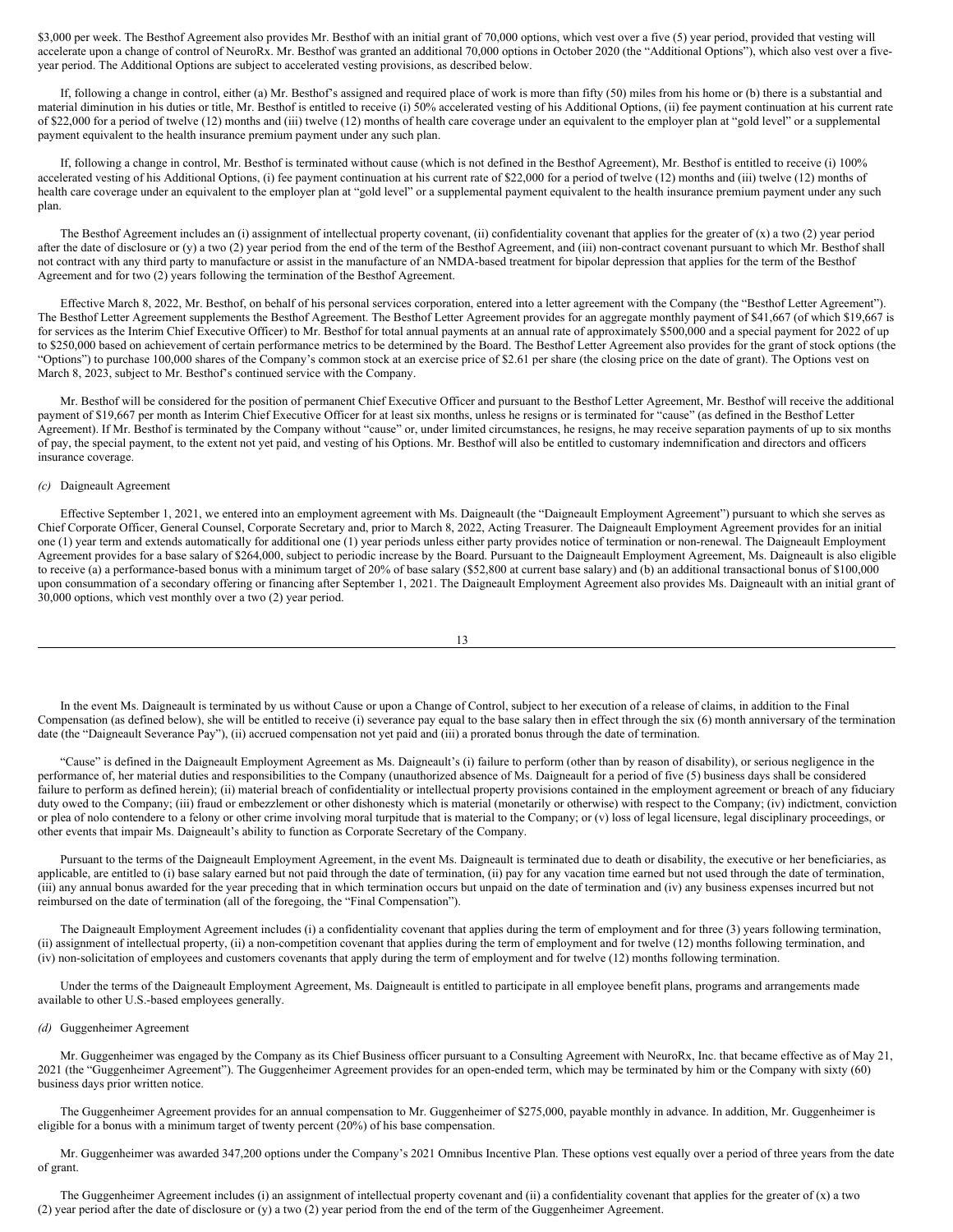$3,000 per week. The Besthof Agreement also provides Mr. Besthof with an initial grant of 70,000 options, which vest over a five (5) year period, provided that vesting will accelerate upon a change of control of NeuroRx. Mr. Besthof was granted an additional 70,000 options in October 2020 (the "Additional Options"), which also vest over a five-year period. The Additional Options are subject to accelerated vesting provisions, as described below.

If, following a change in control, either (a) Mr. Besthof's assigned and required place of work is more than fifty (50) miles from his home or (b) there is a substantial and material diminution in his duties or title, Mr. Besthof is entitled to receive (i) 50% accelerated vesting of his Additional Options, (ii) fee payment continuation at his current rate of $22,000 for a period of twelve (12) months and (iii) twelve (12) months of health care coverage under an equivalent to the employer plan at "gold level" or a supplemental payment equivalent to the health insurance premium payment under any such plan.

If, following a change in control, Mr. Besthof is terminated without cause (which is not defined in the Besthof Agreement), Mr. Besthof is entitled to receive (i) 100% accelerated vesting of his Additional Options, (i) fee payment continuation at his current rate of $22,000 for a period of twelve (12) months and (iii) twelve (12) months of health care coverage under an equivalent to the employer plan at "gold level" or a supplemental payment equivalent to the health insurance premium payment under any such plan.

The Besthof Agreement includes an (i) assignment of intellectual property covenant, (ii) confidentiality covenant that applies for the greater of (x) a two (2) year period after the date of disclosure or (y) a two (2) year period from the end of the term of the Besthof Agreement, and (iii) non-contract covenant pursuant to which Mr. Besthof shall not contract with any third party to manufacture or assist in the manufacture of an NMDA-based treatment for bipolar depression that applies for the term of the Besthof Agreement and for two (2) years following the termination of the Besthof Agreement.

Effective March 8, 2022, Mr. Besthof, on behalf of his personal services corporation, entered into a letter agreement with the Company (the "Besthof Letter Agreement"). The Besthof Letter Agreement supplements the Besthof Agreement. The Besthof Letter Agreement provides for an aggregate monthly payment of $41,667 (of which $19,667 is for services as the Interim Chief Executive Officer) to Mr. Besthof for total annual payments at an annual rate of approximately $500,000 and a special payment for 2022 of up to $250,000 based on achievement of certain performance metrics to be determined by the Board. The Besthof Letter Agreement also provides for the grant of stock options (the "Options") to purchase 100,000 shares of the Company's common stock at an exercise price of $2.61 per share (the closing price on the date of grant). The Options vest on March 8, 2023, subject to Mr. Besthof's continued service with the Company.

Mr. Besthof will be considered for the position of permanent Chief Executive Officer and pursuant to the Besthof Letter Agreement, Mr. Besthof will receive the additional payment of $19,667 per month as Interim Chief Executive Officer for at least six months, unless he resigns or is terminated for "cause" (as defined in the Besthof Letter Agreement). If Mr. Besthof is terminated by the Company without "cause" or, under limited circumstances, he resigns, he may receive separation payments of up to six months of pay, the special payment, to the extent not yet paid, and vesting of his Options. Mr. Besthof will also be entitled to customary indemnification and directors and officers insurance coverage.

*(c)* Daigneault Agreement

Effective September 1, 2021, we entered into an employment agreement with Ms. Daigneault (the "Daigneault Employment Agreement") pursuant to which she serves as Chief Corporate Officer, General Counsel, Corporate Secretary and, prior to March 8, 2022, Acting Treasurer. The Daigneault Employment Agreement provides for an initial one (1) year term and extends automatically for additional one (1) year periods unless either party provides notice of termination or non-renewal. The Daigneault Employment Agreement provides for a base salary of $264,000, subject to periodic increase by the Board. Pursuant to the Daigneault Employment Agreement, Ms. Daigneault is also eligible to receive (a) a performance-based bonus with a minimum target of 20% of base salary ($52,800 at current base salary) and (b) an additional transactional bonus of $100,000 upon consummation of a secondary offering or financing after September 1, 2021. The Daigneault Employment Agreement also provides Ms. Daigneault with an initial grant of 30,000 options, which vest monthly over a two (2) year period.

In the event Ms. Daigneault is terminated by us without Cause or upon a Change of Control, subject to her execution of a release of claims, in addition to the Final Compensation (as defined below), she will be entitled to receive (i) severance pay equal to the base salary then in effect through the six (6) month anniversary of the termination date (the "Daigneault Severance Pay"), (ii) accrued compensation not yet paid and (iii) a prorated bonus through the date of termination.

"Cause" is defined in the Daigneault Employment Agreement as Ms. Daigneault's (i) failure to perform (other than by reason of disability), or serious negligence in the performance of, her material duties and responsibilities to the Company (unauthorized absence of Ms. Daigneault for a period of five (5) business days shall be considered failure to perform as defined herein); (ii) material breach of confidentiality or intellectual property provisions contained in the employment agreement or breach of any fiduciary duty owed to the Company; (iii) fraud or embezzlement or other dishonesty which is material (monetarily or otherwise) with respect to the Company; (iv) indictment, conviction or plea of nolo contendere to a felony or other crime involving moral turpitude that is material to the Company; or (v) loss of legal licensure, legal disciplinary proceedings, or other events that impair Ms. Daigneault's ability to function as Corporate Secretary of the Company.

Pursuant to the terms of the Daigneault Employment Agreement, in the event Ms. Daigneault is terminated due to death or disability, the executive or her beneficiaries, as applicable, are entitled to (i) base salary earned but not paid through the date of termination, (ii) pay for any vacation time earned but not used through the date of termination, (iii) any annual bonus awarded for the year preceding that in which termination occurs but unpaid on the date of termination and (iv) any business expenses incurred but not reimbursed on the date of termination (all of the foregoing, the "Final Compensation").

The Daigneault Employment Agreement includes (i) a confidentiality covenant that applies during the term of employment and for three (3) years following termination, (ii) assignment of intellectual property, (ii) a non-competition covenant that applies during the term of employment and for twelve (12) months following termination, and (iv) non-solicitation of employees and customers covenants that apply during the term of employment and for twelve (12) months following termination.

Under the terms of the Daigneault Employment Agreement, Ms. Daigneault is entitled to participate in all employee benefit plans, programs and arrangements made available to other U.S.-based employees generally.

*(d)* Guggenheimer Agreement

Mr. Guggenheimer was engaged by the Company as its Chief Business officer pursuant to a Consulting Agreement with NeuroRx, Inc. that became effective as of May 21, 2021 (the "Guggenheimer Agreement"). The Guggenheimer Agreement provides for an open-ended term, which may be terminated by him or the Company with sixty (60) business days prior written notice.

The Guggenheimer Agreement provides for an annual compensation to Mr. Guggenheimer of $275,000, payable monthly in advance. In addition, Mr. Guggenheimer is eligible for a bonus with a minimum target of twenty percent (20%) of his base compensation.

Mr. Guggenheimer was awarded 347,200 options under the Company's 2021 Omnibus Incentive Plan. These options vest equally over a period of three years from the date of grant.

The Guggenheimer Agreement includes (i) an assignment of intellectual property covenant and (ii) a confidentiality covenant that applies for the greater of (x) a two (2) year period after the date of disclosure or (y) a two (2) year period from the end of the term of the Guggenheimer Agreement.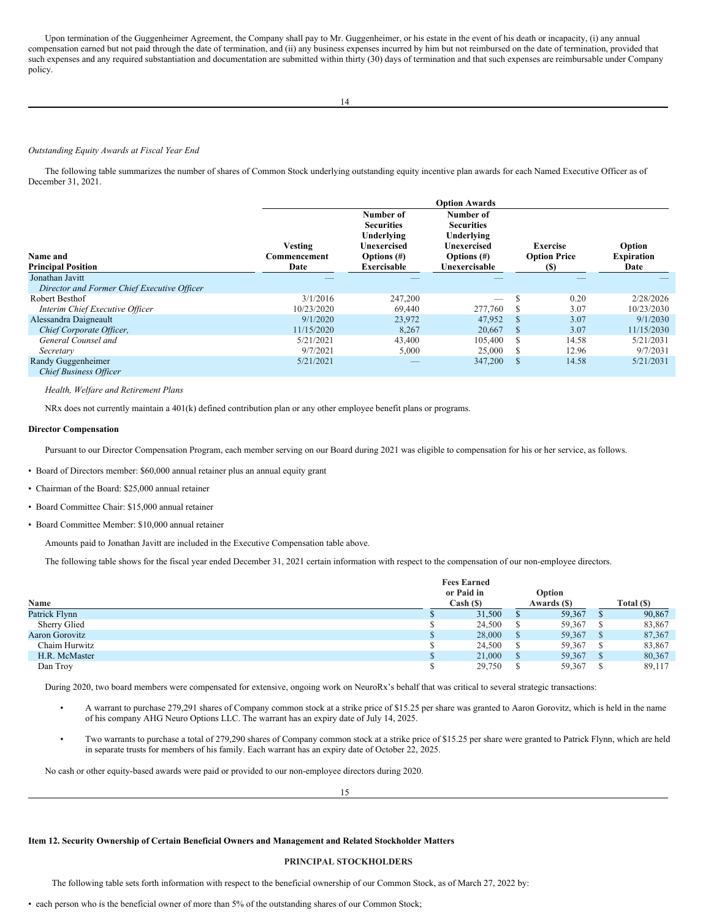Upon termination of the Guggenheimer Agreement, the Company shall pay to Mr. Guggenheimer, or his estate in the event of his death or incapacity, (i) any annual compensation earned but not paid through the date of termination, and (ii) any business expenses incurred by him but not reimbursed on the date of termination, provided that such expenses and any required substantiation and documentation are submitted within thirty (30) days of termination and that such expenses are reimbursable under Company policy.

*Outstanding Equity Awards at Fiscal Year End*

The following table summarizes the number of shares of Common Stock underlying outstanding equity incentive plan awards for each Named Executive Officer as of December 31, 2021.

| | Option Awards | | | | |
|---|---|---|---|---|---|
| Name and Principal Position | Vesting Commencement Date | Number of Securities Underlying Unexercised Options (#) Exercisable | Number of Securities Underlying Unexercised Options (#) Unexercisable | Exercise Option Price ($) | Option Expiration Date |
| Jonathan Javitt<br>*Director and Former Chief Executive Officer* | — | — | — | — | — |
| Robert Besthof | 3/1/2016 | 247,200 | — | $ 0.20 | 2/28/2026 |
| *Interim Chief Executive Officer* | 10/23/2020 | 69,440 | 277,760 | $ 3.07 | 10/23/2030 |
| Alessandra Daigneault | 9/1/2020 | 23,972 | 47,952 | $ 3.07 | 9/1/2030 |
| *Chief Corporate Officer,* | 11/15/2020 | 8,267 | 20,667 | $ 3.07 | 11/15/2030 |
| *General Counsel and* | 5/21/2021 | 43,400 | 105,400 | $ 14.58 | 5/21/2031 |
| *Secretary* | 9/7/2021 | 5,000 | 25,000 | $ 12.96 | 9/7/2031 |
| Randy Guggenheimer<br>*Chief Business Officer* | 5/21/2021 | — | 347,200 | $ 14.58 | 5/21/2031 |

*Health, Welfare and Retirement Plans*

NRx does not currently maintain a 401(k) defined contribution plan or any other employee benefit plans or programs.

**Director Compensation**

Pursuant to our Director Compensation Program, each member serving on our Board during 2021 was eligible to compensation for his or her service, as follows.

- Board of Directors member: $60,000 annual retainer plus an annual equity grant
- Chairman of the Board: $25,000 annual retainer
- Board Committee Chair: $15,000 annual retainer
- Board Committee Member: $10,000 annual retainer

Amounts paid to Jonathan Javitt are included in the Executive Compensation table above.

The following table shows for the fiscal year ended December 31, 2021 certain information with respect to the compensation of our non-employee directors.

| Name | Fees Earned or Paid in Cash ($) | Option Awards ($) | Total ($) |
|---|---|---|---|
| Patrick Flynn | $ 31,500 | $ 59,367 | $ 90,867 |
| Sherry Glied | $ 24,500 | $ 59,367 | $ 83,867 |
| Aaron Gorovitz | $ 28,000 | $ 59,367 | $ 87,367 |
| Chaim Hurwitz | $ 24,500 | $ 59,367 | $ 83,867 |
| H.R. McMaster | $ 21,000 | $ 59,367 | $ 80,367 |
| Dan Troy | $ 29,750 | $ 59,367 | $ 89,117 |

During 2020, two board members were compensated for extensive, ongoing work on NeuroRx's behalf that was critical to several strategic transactions:

- A warrant to purchase 279,291 shares of Company common stock at a strike price of $15.25 per share was granted to Aaron Gorovitz, which is held in the name of his company AHG Neuro Options LLC. The warrant has an expiry date of July 14, 2025.
- Two warrants to purchase a total of 279,290 shares of Company common stock at a strike price of $15.25 per share were granted to Patrick Flynn, which are held in separate trusts for members of his family. Each warrant has an expiry date of October 22, 2025.

No cash or other equity-based awards were paid or provided to our non-employee directors during 2020.

**Item 12. Security Ownership of Certain Beneficial Owners and Management and Related Stockholder Matters**

**PRINCIPAL STOCKHOLDERS**

The following table sets forth information with respect to the beneficial ownership of our Common Stock, as of March 27, 2022 by:

- each person who is the beneficial owner of more than 5% of the outstanding shares of our Common Stock;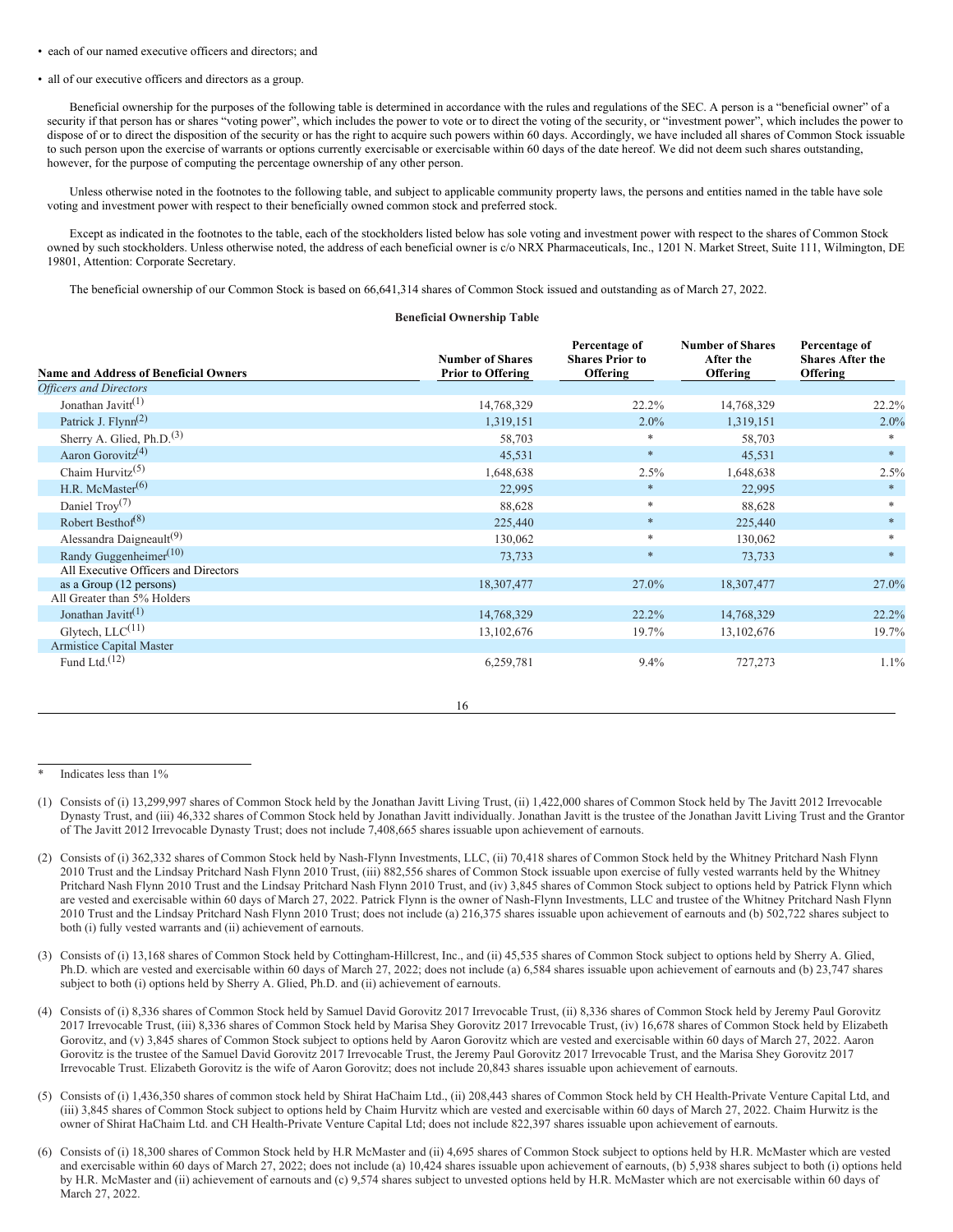- each of our named executive officers and directors; and
- all of our executive officers and directors as a group.

Beneficial ownership for the purposes of the following table is determined in accordance with the rules and regulations of the SEC. A person is a "beneficial owner" of a security if that person has or shares "voting power", which includes the power to vote or to direct the voting of the security, or "investment power", which includes the power to dispose of or to direct the disposition of the security or has the right to acquire such powers within 60 days. Accordingly, we have included all shares of Common Stock issuable to such person upon the exercise of warrants or options currently exercisable or exercisable within 60 days of the date hereof. We did not deem such shares outstanding, however, for the purpose of computing the percentage ownership of any other person.

Unless otherwise noted in the footnotes to the following table, and subject to applicable community property laws, the persons and entities named in the table have sole voting and investment power with respect to their beneficially owned common stock and preferred stock.

Except as indicated in the footnotes to the table, each of the stockholders listed below has sole voting and investment power with respect to the shares of Common Stock owned by such stockholders. Unless otherwise noted, the address of each beneficial owner is c/o NRX Pharmaceuticals, Inc., 1201 N. Market Street, Suite 111, Wilmington, DE 19801, Attention: Corporate Secretary.

The beneficial ownership of our Common Stock is based on 66,641,314 shares of Common Stock issued and outstanding as of March 27, 2022.

**Beneficial Ownership Table**

| Name and Address of Beneficial Owners | Number of Shares Prior to Offering | Percentage of Shares Prior to Offering | Number of Shares After the Offering | Percentage of Shares After the Offering |
|---|---|---|---|---|
| *Officers and Directors* | | | | |
| Jonathan Javitt[(1)] | 14,768,329 | 22.2% | 14,768,329 | 22.2% |
| Patrick J. Flynn[(2)] | 1,319,151 | 2.0% | 1,319,151 | 2.0% |
| Sherry A. Glied, Ph.D.[(3)] | 58,703 | * | 58,703 | * |
| Aaron Gorovitz[(4)] | 45,531 | * | 45,531 | * |
| Chaim Hurvitz[(5)] | 1,648,638 | 2.5% | 1,648,638 | 2.5% |
| H.R. McMaster[(6)] | 22,995 | * | 22,995 | * |
| Daniel Troy[(7)] | 88,628 | * | 88,628 | * |
| Robert Besthof[(8)] | 225,440 | * | 225,440 | * |
| Alessandra Daigneault[(9)] | 130,062 | * | 130,062 | * |
| Randy Guggenheimer[(10)] | 73,733 | * | 73,733 | * |
| All Executive Officers and Directors as a Group (12 persons) | 18,307,477 | 27.0% | 18,307,477 | 27.0% |
| All Greater than 5% Holders | | | | |
| Jonathan Javitt[(1)] | 14,768,329 | 22.2% | 14,768,329 | 22.2% |
| Glytech, LLC[(11)] | 13,102,676 | 19.7% | 13,102,676 | 19.7% |
| Armistice Capital Master Fund Ltd.[(12)] | 6,259,781 | 9.4% | 727,273 | 1.1% |

\* Indicates less than 1%

(1) Consists of (i) 13,299,997 shares of Common Stock held by the Jonathan Javitt Living Trust, (ii) 1,422,000 shares of Common Stock held by The Javitt 2012 Irrevocable Dynasty Trust, and (iii) 46,332 shares of Common Stock held by Jonathan Javitt individually. Jonathan Javitt is the trustee of the Jonathan Javitt Living Trust and the Grantor of The Javitt 2012 Irrevocable Dynasty Trust; does not include 7,408,665 shares issuable upon achievement of earnouts.

(2) Consists of (i) 362,332 shares of Common Stock held by Nash-Flynn Investments, LLC, (ii) 70,418 shares of Common Stock held by the Whitney Pritchard Nash Flynn 2010 Trust and the Lindsay Pritchard Nash Flynn 2010 Trust, (iii) 882,556 shares of Common Stock issuable upon exercise of fully vested warrants held by the Whitney Pritchard Nash Flynn 2010 Trust and the Lindsay Pritchard Nash Flynn 2010 Trust, and (iv) 3,845 shares of Common Stock subject to options held by Patrick Flynn which are vested and exercisable within 60 days of March 27, 2022. Patrick Flynn is the owner of Nash-Flynn Investments, LLC and trustee of the Whitney Pritchard Nash Flynn 2010 Trust and the Lindsay Pritchard Nash Flynn 2010 Trust; does not include (a) 216,375 shares issuable upon achievement of earnouts and (b) 502,722 shares subject to both (i) fully vested warrants and (ii) achievement of earnouts.

(3) Consists of (i) 13,168 shares of Common Stock held by Cottingham-Hillcrest, Inc., and (ii) 45,535 shares of Common Stock subject to options held by Sherry A. Glied, Ph.D. which are vested and exercisable within 60 days of March 27, 2022; does not include (a) 6,584 shares issuable upon achievement of earnouts and (b) 23,747 shares subject to both (i) options held by Sherry A. Glied, Ph.D. and (ii) achievement of earnouts.

(4) Consists of (i) 8,336 shares of Common Stock held by Samuel David Gorovitz 2017 Irrevocable Trust, (ii) 8,336 shares of Common Stock held by Jeremy Paul Gorovitz 2017 Irrevocable Trust, (iii) 8,336 shares of Common Stock held by Marisa Shey Gorovitz 2017 Irrevocable Trust, (iv) 16,678 shares of Common Stock held by Elizabeth Gorovitz, and (v) 3,845 shares of Common Stock subject to options held by Aaron Gorovitz which are vested and exercisable within 60 days of March 27, 2022. Aaron Gorovitz is the trustee of the Samuel David Gorovitz 2017 Irrevocable Trust, the Jeremy Paul Gorovitz 2017 Irrevocable Trust, and the Marisa Shey Gorovitz 2017 Irrevocable Trust. Elizabeth Gorovitz is the wife of Aaron Gorovitz; does not include 20,843 shares issuable upon achievement of earnouts.

(5) Consists of (i) 1,436,350 shares of common stock held by Shirat HaChaim Ltd., (ii) 208,443 shares of Common Stock held by CH Health-Private Venture Capital Ltd, and (iii) 3,845 shares of Common Stock subject to options held by Chaim Hurvitz which are vested and exercisable within 60 days of March 27, 2022. Chaim Hurwitz is the owner of Shirat HaChaim Ltd. and CH Health-Private Venture Capital Ltd; does not include 822,397 shares issuable upon achievement of earnouts.

(6) Consists of (i) 18,300 shares of Common Stock held by H.R McMaster and (ii) 4,695 shares of Common Stock subject to options held by H.R. McMaster which are vested and exercisable within 60 days of March 27, 2022; does not include (a) 10,424 shares issuable upon achievement of earnouts, (b) 5,938 shares subject to both (i) options held by H.R. McMaster and (ii) achievement of earnouts and (c) 9,574 shares subject to unvested options held by H.R. McMaster which are not exercisable within 60 days of March 27, 2022.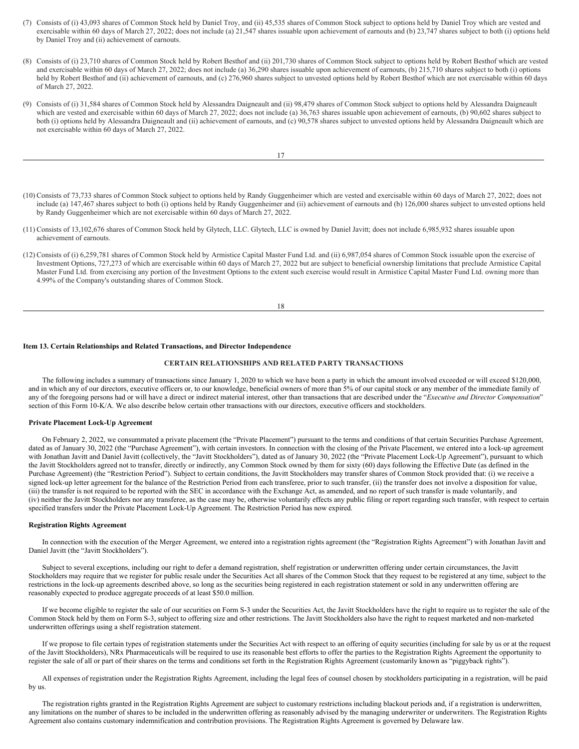(7) Consists of (i) 43,093 shares of Common Stock held by Daniel Troy, and (ii) 45,535 shares of Common Stock subject to options held by Daniel Troy which are vested and exercisable within 60 days of March 27, 2022; does not include (a) 21,547 shares issuable upon achievement of earnouts and (b) 23,747 shares subject to both (i) options held by Daniel Troy and (ii) achievement of earnouts.

(8) Consists of (i) 23,710 shares of Common Stock held by Robert Besthof and (ii) 201,730 shares of Common Stock subject to options held by Robert Besthof which are vested and exercisable within 60 days of March 27, 2022; does not include (a) 36,290 shares issuable upon achievement of earnouts, (b) 215,710 shares subject to both (i) options held by Robert Besthof and (ii) achievement of earnouts, and (c) 276,960 shares subject to unvested options held by Robert Besthof which are not exercisable within 60 days of March 27, 2022.

(9) Consists of (i) 31,584 shares of Common Stock held by Alessandra Daigneault and (ii) 98,479 shares of Common Stock subject to options held by Alessandra Daigneault which are vested and exercisable within 60 days of March 27, 2022; does not include (a) 36,763 shares issuable upon achievement of earnouts, (b) 90,602 shares subject to both (i) options held by Alessandra Daigneault and (ii) achievement of earnouts, and (c) 90,578 shares subject to unvested options held by Alessandra Daigneault which are not exercisable within 60 days of March 27, 2022.

(10) Consists of 73,733 shares of Common Stock subject to options held by Randy Guggenheimer which are vested and exercisable within 60 days of March 27, 2022; does not include (a) 147,467 shares subject to both (i) options held by Randy Guggenheimer and (ii) achievement of earnouts and (b) 126,000 shares subject to unvested options held by Randy Guggenheimer which are not exercisable within 60 days of March 27, 2022.

(11) Consists of 13,102,676 shares of Common Stock held by Glytech, LLC. Glytech, LLC is owned by Daniel Javitt; does not include 6,985,932 shares issuable upon achievement of earnouts.

(12) Consists of (i) 6,259,781 shares of Common Stock held by Armistice Capital Master Fund Ltd. and (ii) 6,987,054 shares of Common Stock issuable upon the exercise of Investment Options, 727,273 of which are exercisable within 60 days of March 27, 2022 but are subject to beneficial ownership limitations that preclude Armistice Capital Master Fund Ltd. from exercising any portion of the Investment Options to the extent such exercise would result in Armistice Capital Master Fund Ltd. owning more than 4.99% of the Company's outstanding shares of Common Stock.

## Item 13. Certain Relationships and Related Transactions, and Director Independence

### CERTAIN RELATIONSHIPS AND RELATED PARTY TRANSACTIONS

The following includes a summary of transactions since January 1, 2020 to which we have been a party in which the amount involved exceeded or will exceed $120,000, and in which any of our directors, executive officers or, to our knowledge, beneficial owners of more than 5% of our capital stock or any member of the immediate family of any of the foregoing persons had or will have a direct or indirect material interest, other than transactions that are described under the "*Executive and Director Compensation*" section of this Form 10-K/A. We also describe below certain other transactions with our directors, executive officers and stockholders.

#### Private Placement Lock-Up Agreement

On February 2, 2022, we consummated a private placement (the "Private Placement") pursuant to the terms and conditions of that certain Securities Purchase Agreement, dated as of January 30, 2022 (the "Purchase Agreement"), with certain investors. In connection with the closing of the Private Placement, we entered into a lock-up agreement with Jonathan Javitt and Daniel Javitt (collectively, the "Javitt Stockholders"), dated as of January 30, 2022 (the "Private Placement Lock-Up Agreement"), pursuant to which the Javitt Stockholders agreed not to transfer, directly or indirectly, any Common Stock owned by them for sixty (60) days following the Effective Date (as defined in the Purchase Agreement) (the "Restriction Period"). Subject to certain conditions, the Javitt Stockholders may transfer shares of Common Stock provided that: (i) we receive a signed lock-up letter agreement for the balance of the Restriction Period from each transferee, prior to such transfer, (ii) the transfer does not involve a disposition for value, (iii) the transfer is not required to be reported with the SEC in accordance with the Exchange Act, as amended, and no report of such transfer is made voluntarily, and (iv) neither the Javitt Stockholders nor any transferee, as the case may be, otherwise voluntarily effects any public filing or report regarding such transfer, with respect to certain specified transfers under the Private Placement Lock-Up Agreement. The Restriction Period has now expired.

#### Registration Rights Agreement

In connection with the execution of the Merger Agreement, we entered into a registration rights agreement (the "Registration Rights Agreement") with Jonathan Javitt and Daniel Javitt (the "Javitt Stockholders").

Subject to several exceptions, including our right to defer a demand registration, shelf registration or underwritten offering under certain circumstances, the Javitt Stockholders may require that we register for public resale under the Securities Act all shares of the Common Stock that they request to be registered at any time, subject to the restrictions in the lock-up agreements described above, so long as the securities being registered in each registration statement or sold in any underwritten offering are reasonably expected to produce aggregate proceeds of at least $50.0 million.

If we become eligible to register the sale of our securities on Form S-3 under the Securities Act, the Javitt Stockholders have the right to require us to register the sale of the Common Stock held by them on Form S-3, subject to offering size and other restrictions. The Javitt Stockholders also have the right to request marketed and non-marketed underwritten offerings using a shelf registration statement.

If we propose to file certain types of registration statements under the Securities Act with respect to an offering of equity securities (including for sale by us or at the request of the Javitt Stockholders), NRx Pharmaceuticals will be required to use its reasonable best efforts to offer the parties to the Registration Rights Agreement the opportunity to register the sale of all or part of their shares on the terms and conditions set forth in the Registration Rights Agreement (customarily known as "piggyback rights").

All expenses of registration under the Registration Rights Agreement, including the legal fees of counsel chosen by stockholders participating in a registration, will be paid by us.

The registration rights granted in the Registration Rights Agreement are subject to customary restrictions including blackout periods and, if a registration is underwritten, any limitations on the number of shares to be included in the underwritten offering as reasonably advised by the managing underwriter or underwriters. The Registration Rights Agreement also contains customary indemnification and contribution provisions. The Registration Rights Agreement is governed by Delaware law.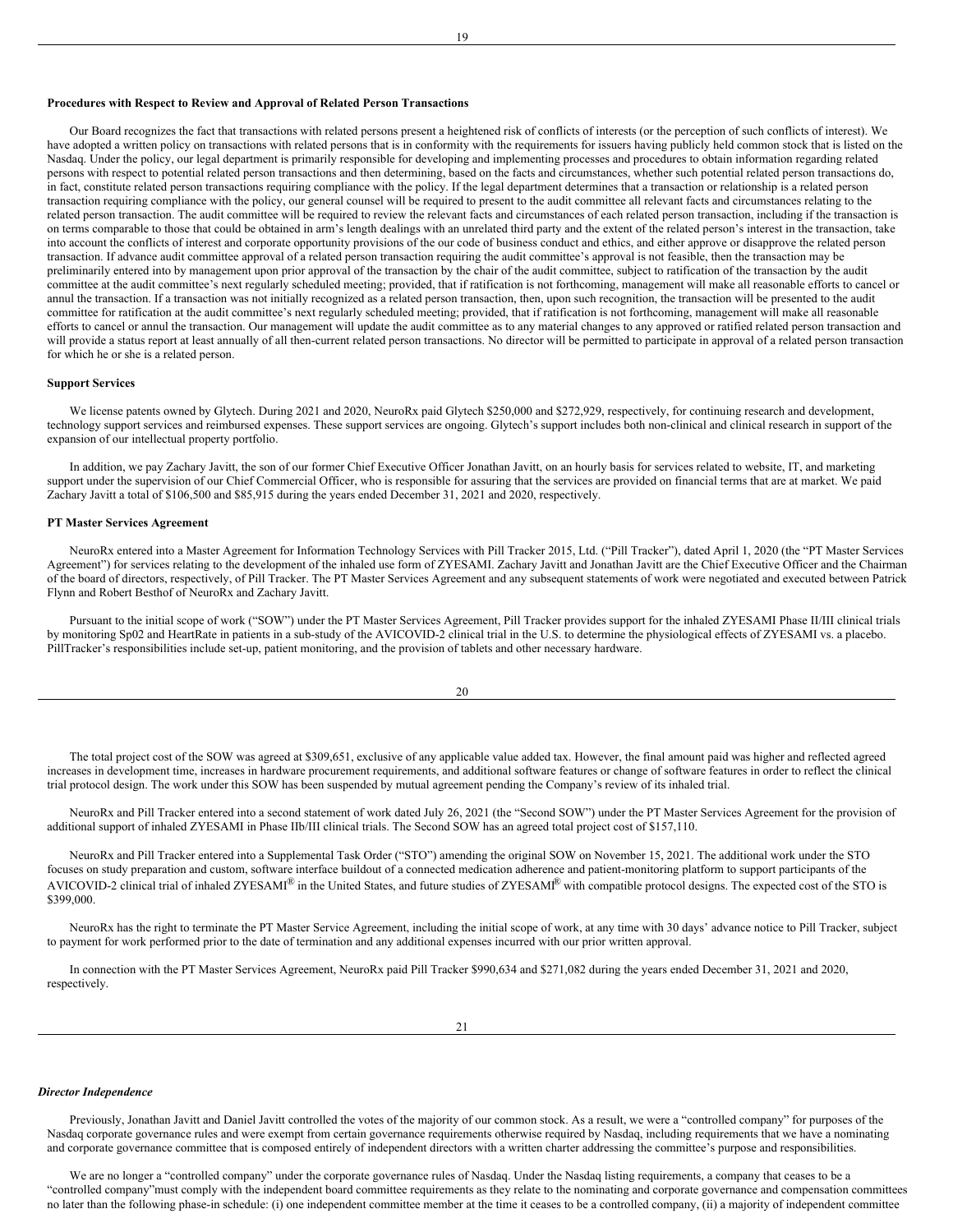**Procedures with Respect to Review and Approval of Related Person Transactions**

Our Board recognizes the fact that transactions with related persons present a heightened risk of conflicts of interests (or the perception of such conflicts of interest). We have adopted a written policy on transactions with related persons that is in conformity with the requirements for issuers having publicly held common stock that is listed on the Nasdaq. Under the policy, our legal department is primarily responsible for developing and implementing processes and procedures to obtain information regarding related persons with respect to potential related person transactions and then determining, based on the facts and circumstances, whether such potential related person transactions do, in fact, constitute related person transactions requiring compliance with the policy. If the legal department determines that a transaction or relationship is a related person transaction requiring compliance with the policy, our general counsel will be required to present to the audit committee all relevant facts and circumstances relating to the related person transaction. The audit committee will be required to review the relevant facts and circumstances of each related person transaction, including if the transaction is on terms comparable to those that could be obtained in arm's length dealings with an unrelated third party and the extent of the related person's interest in the transaction, take into account the conflicts of interest and corporate opportunity provisions of the our code of business conduct and ethics, and either approve or disapprove the related person transaction. If advance audit committee approval of a related person transaction requiring the audit committee's approval is not feasible, then the transaction may be preliminarily entered into by management upon prior approval of the transaction by the chair of the audit committee, subject to ratification of the transaction by the audit committee at the audit committee's next regularly scheduled meeting; provided, that if ratification is not forthcoming, management will make all reasonable efforts to cancel or annul the transaction. If a transaction was not initially recognized as a related person transaction, then, upon such recognition, the transaction will be presented to the audit committee for ratification at the audit committee's next regularly scheduled meeting; provided, that if ratification is not forthcoming, management will make all reasonable efforts to cancel or annul the transaction. Our management will update the audit committee as to any material changes to any approved or ratified related person transaction and will provide a status report at least annually of all then-current related person transactions. No director will be permitted to participate in approval of a related person transaction for which he or she is a related person.

**Support Services**

We license patents owned by Glytech. During 2021 and 2020, NeuroRx paid Glytech $250,000 and $272,929, respectively, for continuing research and development, technology support services and reimbursed expenses. These support services are ongoing. Glytech's support includes both non-clinical and clinical research in support of the expansion of our intellectual property portfolio.

In addition, we pay Zachary Javitt, the son of our former Chief Executive Officer Jonathan Javitt, on an hourly basis for services related to website, IT, and marketing support under the supervision of our Chief Commercial Officer, who is responsible for assuring that the services are provided on financial terms that are at market. We paid Zachary Javitt a total of $106,500 and $85,915 during the years ended December 31, 2021 and 2020, respectively.

**PT Master Services Agreement**

NeuroRx entered into a Master Agreement for Information Technology Services with Pill Tracker 2015, Ltd. ("Pill Tracker"), dated April 1, 2020 (the "PT Master Services Agreement") for services relating to the development of the inhaled use form of ZYESAMI. Zachary Javitt and Jonathan Javitt are the Chief Executive Officer and the Chairman of the board of directors, respectively, of Pill Tracker. The PT Master Services Agreement and any subsequent statements of work were negotiated and executed between Patrick Flynn and Robert Besthof of NeuroRx and Zachary Javitt.

Pursuant to the initial scope of work ("SOW") under the PT Master Services Agreement, Pill Tracker provides support for the inhaled ZYESAMI Phase II/III clinical trials by monitoring Sp02 and HeartRate in patients in a sub-study of the AVICOVID-2 clinical trial in the U.S. to determine the physiological effects of ZYESAMI vs. a placebo. PillTracker's responsibilities include set-up, patient monitoring, and the provision of tablets and other necessary hardware.

The total project cost of the SOW was agreed at $309,651, exclusive of any applicable value added tax. However, the final amount paid was higher and reflected agreed increases in development time, increases in hardware procurement requirements, and additional software features or change of software features in order to reflect the clinical trial protocol design. The work under this SOW has been suspended by mutual agreement pending the Company's review of its inhaled trial.

NeuroRx and Pill Tracker entered into a second statement of work dated July 26, 2021 (the "Second SOW") under the PT Master Services Agreement for the provision of additional support of inhaled ZYESAMI in Phase IIb/III clinical trials. The Second SOW has an agreed total project cost of $157,110.

NeuroRx and Pill Tracker entered into a Supplemental Task Order ("STO") amending the original SOW on November 15, 2021. The additional work under the STO focuses on study preparation and custom, software interface buildout of a connected medication adherence and patient-monitoring platform to support participants of the AVICOVID-2 clinical trial of inhaled ZYESAMI® in the United States, and future studies of ZYESAMI® with compatible protocol designs. The expected cost of the STO is $399,000.

NeuroRx has the right to terminate the PT Master Service Agreement, including the initial scope of work, at any time with 30 days' advance notice to Pill Tracker, subject to payment for work performed prior to the date of termination and any additional expenses incurred with our prior written approval.

In connection with the PT Master Services Agreement, NeuroRx paid Pill Tracker $990,634 and $271,082 during the years ended December 31, 2021 and 2020, respectively.

***Director Independence***

Previously, Jonathan Javitt and Daniel Javitt controlled the votes of the majority of our common stock. As a result, we were a "controlled company" for purposes of the Nasdaq corporate governance rules and were exempt from certain governance requirements otherwise required by Nasdaq, including requirements that we have a nominating and corporate governance committee that is composed entirely of independent directors with a written charter addressing the committee's purpose and responsibilities.

We are no longer a "controlled company" under the corporate governance rules of Nasdaq. Under the Nasdaq listing requirements, a company that ceases to be a "controlled company"must comply with the independent board committee requirements as they relate to the nominating and corporate governance and compensation committees no later than the following phase-in schedule: (i) one independent committee member at the time it ceases to be a controlled company, (ii) a majority of independent committee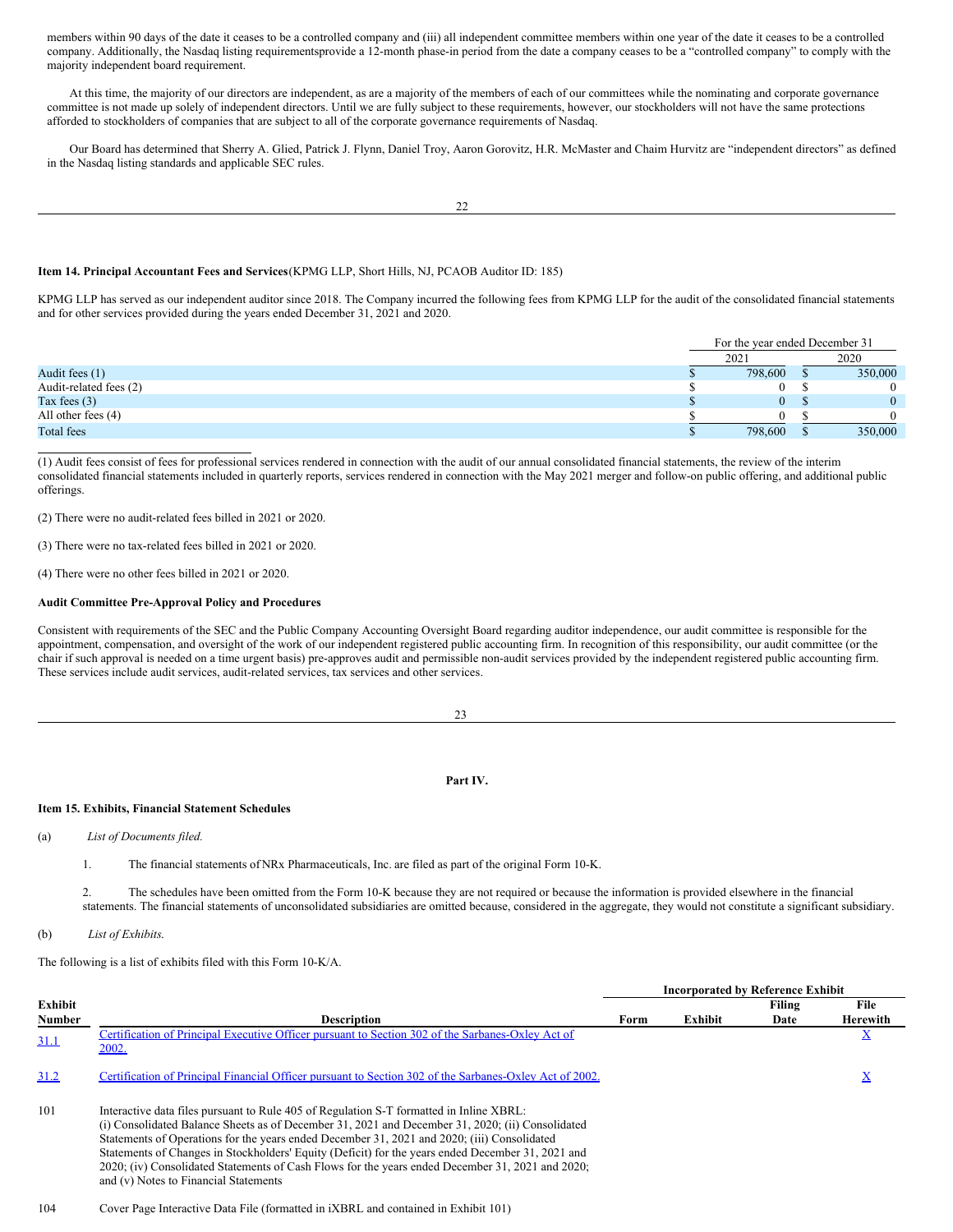members within 90 days of the date it ceases to be a controlled company and (iii) all independent committee members within one year of the date it ceases to be a controlled company. Additionally, the Nasdaq listing requirementsprovide a 12-month phase-in period from the date a company ceases to be a "controlled company" to comply with the majority independent board requirement.

At this time, the majority of our directors are independent, as are a majority of the members of each of our committees while the nominating and corporate governance committee is not made up solely of independent directors. Until we are fully subject to these requirements, however, our stockholders will not have the same protections afforded to stockholders of companies that are subject to all of the corporate governance requirements of Nasdaq.

Our Board has determined that Sherry A. Glied, Patrick J. Flynn, Daniel Troy, Aaron Gorovitz, H.R. McMaster and Chaim Hurvitz are "independent directors" as defined in the Nasdaq listing standards and applicable SEC rules.

**Item 14. Principal Accountant Fees and Services**(KPMG LLP, Short Hills, NJ, PCAOB Auditor ID: 185)

KPMG LLP has served as our independent auditor since 2018. The Company incurred the following fees from KPMG LLP for the audit of the consolidated financial statements and for other services provided during the years ended December 31, 2021 and 2020.

| | For the year ended December 31 | |
|---|---|---|
| | 2021 | 2020 |
| Audit fees (1) | $ 798,600 | $ 350,000 |
| Audit-related fees (2) | $ 0 | $ 0 |
| Tax fees (3) | $ 0 | $ 0 |
| All other fees (4) | $ 0 | $ 0 |
| Total fees | $ 798,600 | $ 350,000 |

(1) Audit fees consist of fees for professional services rendered in connection with the audit of our annual consolidated financial statements, the review of the interim consolidated financial statements included in quarterly reports, services rendered in connection with the May 2021 merger and follow-on public offering, and additional public offerings.

(2) There were no audit-related fees billed in 2021 or 2020.

(3) There were no tax-related fees billed in 2021 or 2020.

(4) There were no other fees billed in 2021 or 2020.

**Audit Committee Pre-Approval Policy and Procedures**

Consistent with requirements of the SEC and the Public Company Accounting Oversight Board regarding auditor independence, our audit committee is responsible for the appointment, compensation, and oversight of the work of our independent registered public accounting firm. In recognition of this responsibility, our audit committee (or the chair if such approval is needed on a time urgent basis) pre-approves audit and permissible non-audit services provided by the independent registered public accounting firm. These services include audit services, audit-related services, tax services and other services.

## Part IV.

**Item 15. Exhibits, Financial Statement Schedules**

(a) *List of Documents filed.*

1. The financial statements of NRx Pharmaceuticals, Inc. are filed as part of the original Form 10-K.

2. The schedules have been omitted from the Form 10-K because they are not required or because the information is provided elsewhere in the financial statements. The financial statements of unconsolidated subsidiaries are omitted because, considered in the aggregate, they would not constitute a significant subsidiary.

(b) *List of Exhibits.*

The following is a list of exhibits filed with this Form 10-K/A.

| | | Incorporated by Reference Exhibit | | | |
|---|---|---|---|---|---|
| Exhibit Number | Description | Form | Exhibit | Filing Date | File Herewith |
| 31.1 | Certification of Principal Executive Officer pursuant to Section 302 of the Sarbanes-Oxley Act of 2002. | | | | X |
| 31.2 | Certification of Principal Financial Officer pursuant to Section 302 of the Sarbanes-Oxley Act of 2002. | | | | X |
| 101 | Interactive data files pursuant to Rule 405 of Regulation S-T formatted in Inline XBRL: (i) Consolidated Balance Sheets as of December 31, 2021 and December 31, 2020; (ii) Consolidated Statements of Operations for the years ended December 31, 2021 and 2020; (iii) Consolidated Statements of Changes in Stockholders' Equity (Deficit) for the years ended December 31, 2021 and 2020; (iv) Consolidated Statements of Cash Flows for the years ended December 31, 2021 and 2020; and (v) Notes to Financial Statements | | | | |
| 104 | Cover Page Interactive Data File (formatted in iXBRL and contained in Exhibit 101) | | | | |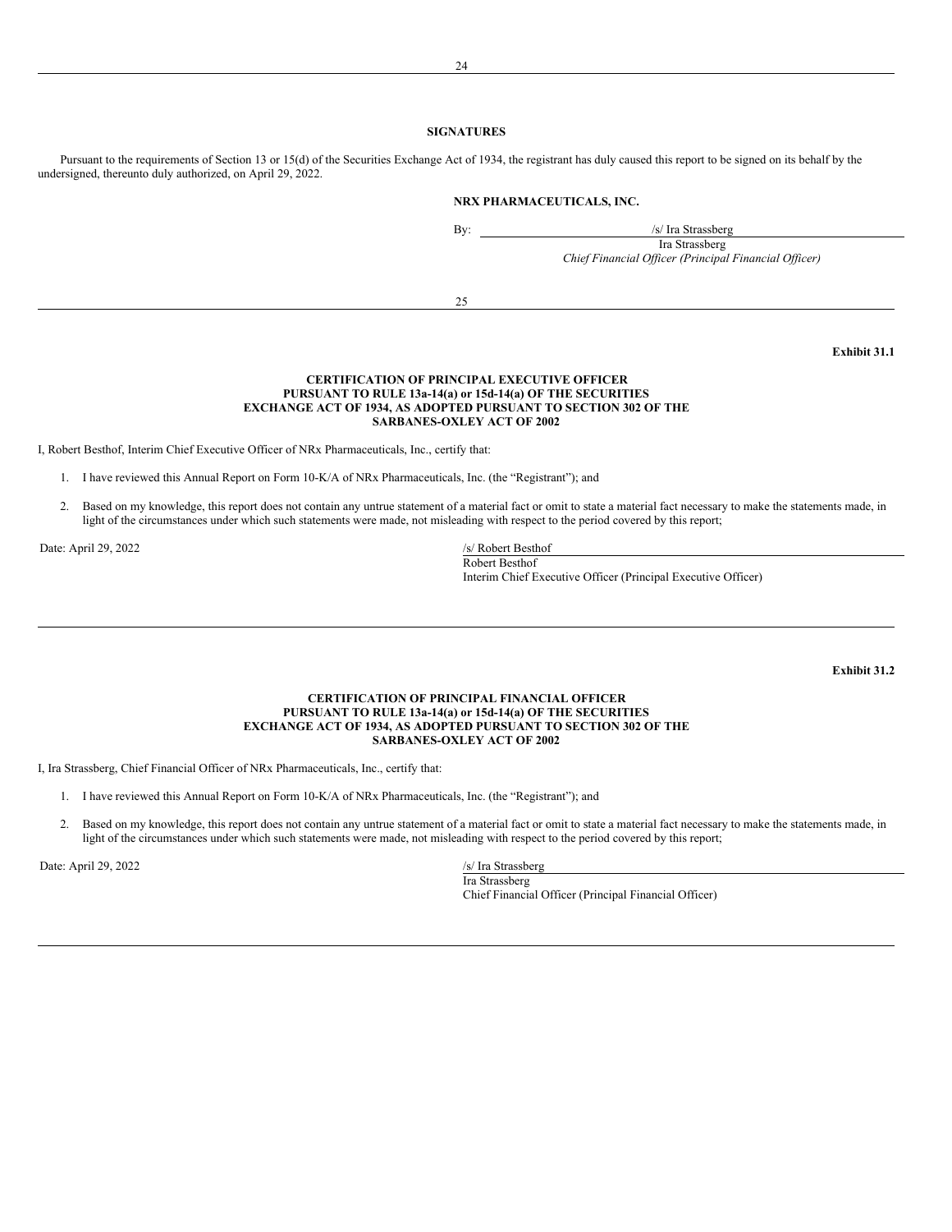## SIGNATURES

Pursuant to the requirements of Section 13 or 15(d) of the Securities Exchange Act of 1934, the registrant has duly caused this report to be signed on its behalf by the undersigned, thereunto duly authorized, on April 29, 2022.

**NRX PHARMACEUTICALS, INC.**

By: /s/ Ira Strassberg
Ira Strassberg
*Chief Financial Officer (Principal Financial Officer)*

**Exhibit 31.1**

**CERTIFICATION OF PRINCIPAL EXECUTIVE OFFICER PURSUANT TO RULE 13a-14(a) or 15d-14(a) OF THE SECURITIES EXCHANGE ACT OF 1934, AS ADOPTED PURSUANT TO SECTION 302 OF THE SARBANES-OXLEY ACT OF 2002**

I, Robert Besthof, Interim Chief Executive Officer of NRx Pharmaceuticals, Inc., certify that:

1. I have reviewed this Annual Report on Form 10-K/A of NRx Pharmaceuticals, Inc. (the "Registrant"); and
2. Based on my knowledge, this report does not contain any untrue statement of a material fact or omit to state a material fact necessary to make the statements made, in light of the circumstances under which such statements were made, not misleading with respect to the period covered by this report;

Date: April 29, 2022

/s/ Robert Besthof
Robert Besthof
Interim Chief Executive Officer (Principal Executive Officer)

**Exhibit 31.2**

**CERTIFICATION OF PRINCIPAL FINANCIAL OFFICER PURSUANT TO RULE 13a-14(a) or 15d-14(a) OF THE SECURITIES EXCHANGE ACT OF 1934, AS ADOPTED PURSUANT TO SECTION 302 OF THE SARBANES-OXLEY ACT OF 2002**

I, Ira Strassberg, Chief Financial Officer of NRx Pharmaceuticals, Inc., certify that:

1. I have reviewed this Annual Report on Form 10-K/A of NRx Pharmaceuticals, Inc. (the "Registrant"); and
2. Based on my knowledge, this report does not contain any untrue statement of a material fact or omit to state a material fact necessary to make the statements made, in light of the circumstances under which such statements were made, not misleading with respect to the period covered by this report;

Date: April 29, 2022

/s/ Ira Strassberg
Ira Strassberg
Chief Financial Officer (Principal Financial Officer)